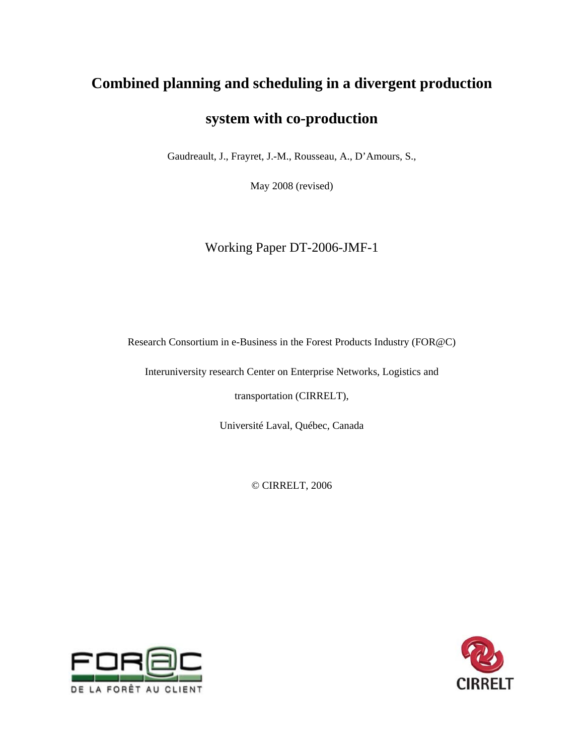# Combined planning and scheduling in a divergent production system with co-production

Gaudreault, J., Frayret, J.-M., Rousseau, A., D'Amours, S.,

May 2008 (revised)

Working Paper DT-2006-JMF-1

Research Consortium in e-Business in the Forest Products Industry (FOR@C)

Interuniversity research Center on Enterprise Networks, Logistics and transportation (CIRRELT),

Université Laval, Québec, Canada

© CIRRELT, 2006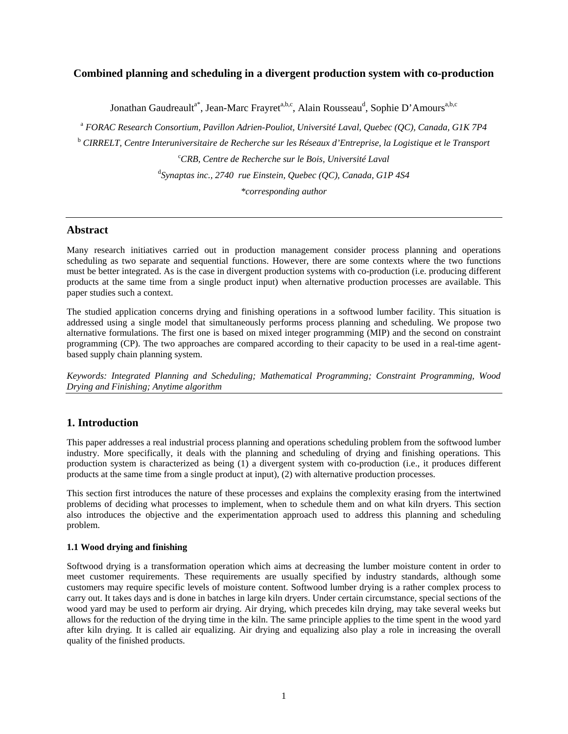# Combined planning and scheduling in a divergent production system with co-production

Jonathan Gaudreault[a*], Jean-Marc Frayret[a,b,c], Alain Rousseau[d], Sophie D'Amours[a,b,c]

[a] *FORAC Research Consortium, Pavillon Adrien-Pouliot, Université Laval, Quebec (QC), Canada, G1K 7P4*

[b] *CIRRELT, Centre Interuniversitaire de Recherche sur les Réseaux d'Entreprise, la Logistique et le Transport*

[c] *CRB, Centre de Recherche sur le Bois, Université Laval*

[d] *Synaptas inc., 2740 rue Einstein, Quebec (QC), Canada, G1P 4S4*

*\*corresponding author*

## Abstract

Many research initiatives carried out in production management consider process planning and operations scheduling as two separate and sequential functions. However, there are some contexts where the two functions must be better integrated. As is the case in divergent production systems with co-production (i.e. producing different products at the same time from a single product input) when alternative production processes are available. This paper studies such a context.

The studied application concerns drying and finishing operations in a softwood lumber facility. This situation is addressed using a single model that simultaneously performs process planning and scheduling. We propose two alternative formulations. The first one is based on mixed integer programming (MIP) and the second on constraint programming (CP). The two approaches are compared according to their capacity to be used in a real-time agent-based supply chain planning system.

*Keywords: Integrated Planning and Scheduling; Mathematical Programming; Constraint Programming, Wood Drying and Finishing; Anytime algorithm*

## 1. Introduction

This paper addresses a real industrial process planning and operations scheduling problem from the softwood lumber industry. More specifically, it deals with the planning and scheduling of drying and finishing operations. This production system is characterized as being (1) a divergent system with co-production (i.e., it produces different products at the same time from a single product at input), (2) with alternative production processes.

This section first introduces the nature of these processes and explains the complexity erasing from the intertwined problems of deciding what processes to implement, when to schedule them and on what kiln dryers. This section also introduces the objective and the experimentation approach used to address this planning and scheduling problem.

### 1.1 Wood drying and finishing

Softwood drying is a transformation operation which aims at decreasing the lumber moisture content in order to meet customer requirements. These requirements are usually specified by industry standards, although some customers may require specific levels of moisture content. Softwood lumber drying is a rather complex process to carry out. It takes days and is done in batches in large kiln dryers. Under certain circumstance, special sections of the wood yard may be used to perform air drying. Air drying, which precedes kiln drying, may take several weeks but allows for the reduction of the drying time in the kiln. The same principle applies to the time spent in the wood yard after kiln drying. It is called air equalizing. Air drying and equalizing also play a role in increasing the overall quality of the finished products.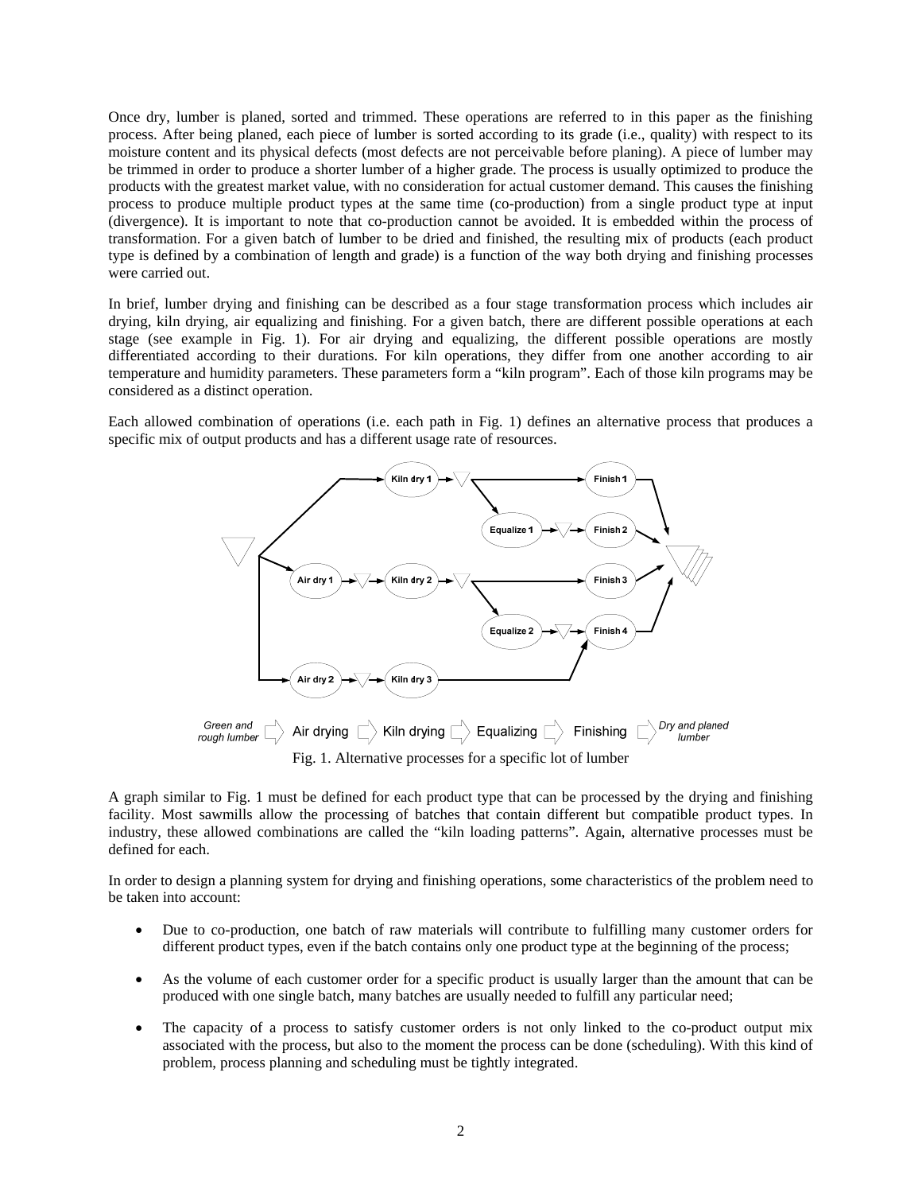Once dry, lumber is planed, sorted and trimmed. These operations are referred to in this paper as the finishing process. After being planed, each piece of lumber is sorted according to its grade (i.e., quality) with respect to its moisture content and its physical defects (most defects are not perceivable before planing). A piece of lumber may be trimmed in order to produce a shorter lumber of a higher grade. The process is usually optimized to produce the products with the greatest market value, with no consideration for actual customer demand. This causes the finishing process to produce multiple product types at the same time (co-production) from a single product type at input (divergence). It is important to note that co-production cannot be avoided. It is embedded within the process of transformation. For a given batch of lumber to be dried and finished, the resulting mix of products (each product type is defined by a combination of length and grade) is a function of the way both drying and finishing processes were carried out.

In brief, lumber drying and finishing can be described as a four stage transformation process which includes air drying, kiln drying, air equalizing and finishing. For a given batch, there are different possible operations at each stage (see example in Fig. 1). For air drying and equalizing, the different possible operations are mostly differentiated according to their durations. For kiln operations, they differ from one another according to air temperature and humidity parameters. These parameters form a "kiln program". Each of those kiln programs may be considered as a distinct operation.

Each allowed combination of operations (i.e. each path in Fig. 1) defines an alternative process that produces a specific mix of output products and has a different usage rate of resources.

Fig. 1. Alternative processes for a specific lot of lumber

A graph similar to Fig. 1 must be defined for each product type that can be processed by the drying and finishing facility. Most sawmills allow the processing of batches that contain different but compatible product types. In industry, these allowed combinations are called the "kiln loading patterns". Again, alternative processes must be defined for each.

In order to design a planning system for drying and finishing operations, some characteristics of the problem need to be taken into account:

- Due to co-production, one batch of raw materials will contribute to fulfilling many customer orders for different product types, even if the batch contains only one product type at the beginning of the process;
- As the volume of each customer order for a specific product is usually larger than the amount that can be produced with one single batch, many batches are usually needed to fulfill any particular need;
- The capacity of a process to satisfy customer orders is not only linked to the co-product output mix associated with the process, but also to the moment the process can be done (scheduling). With this kind of problem, process planning and scheduling must be tightly integrated.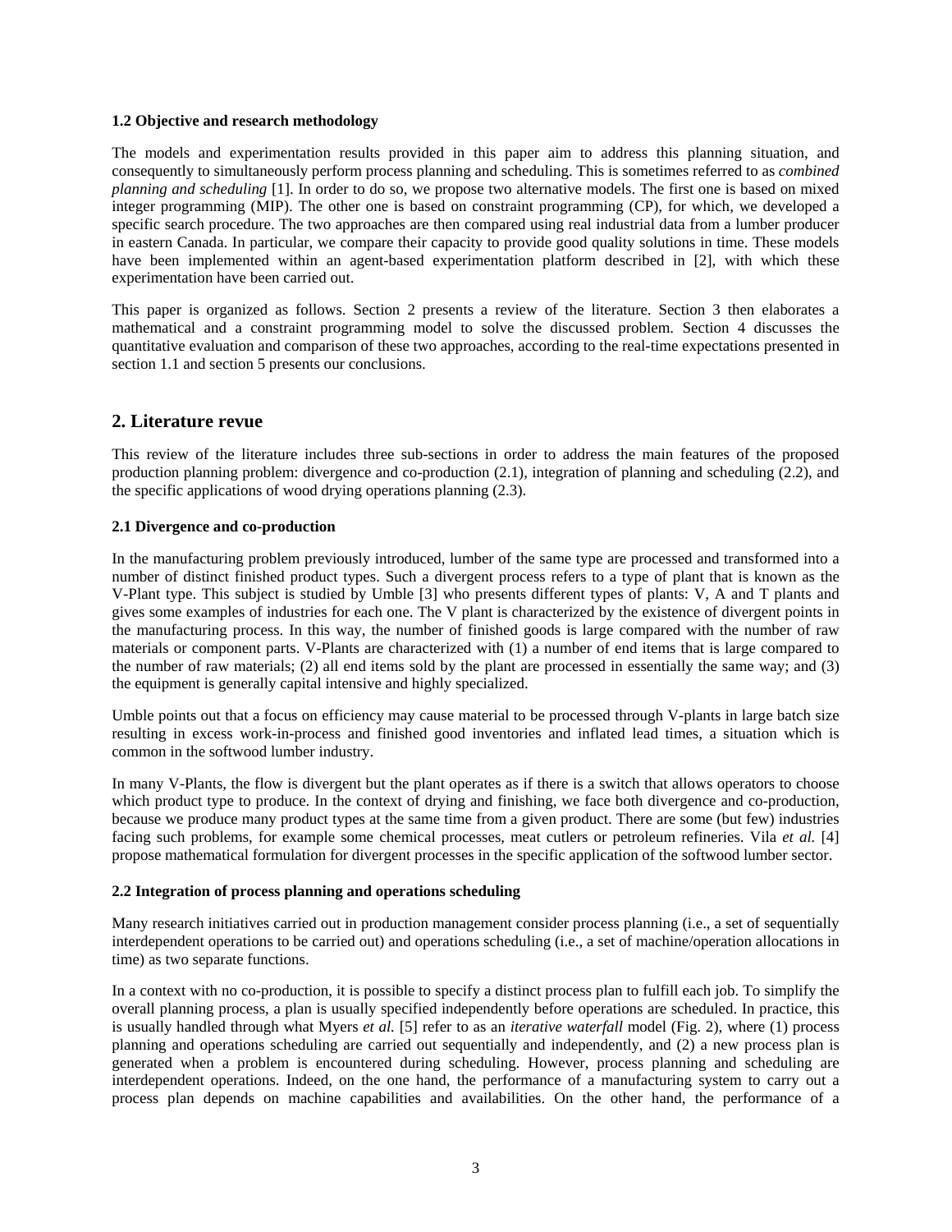### 1.2 Objective and research methodology

The models and experimentation results provided in this paper aim to address this planning situation, and consequently to simultaneously perform process planning and scheduling. This is sometimes referred to as *combined planning and scheduling* [1]. In order to do so, we propose two alternative models. The first one is based on mixed integer programming (MIP). The other one is based on constraint programming (CP), for which, we developed a specific search procedure. The two approaches are then compared using real industrial data from a lumber producer in eastern Canada. In particular, we compare their capacity to provide good quality solutions in time. These models have been implemented within an agent-based experimentation platform described in [2], with which these experimentation have been carried out.

This paper is organized as follows. Section 2 presents a review of the literature. Section 3 then elaborates a mathematical and a constraint programming model to solve the discussed problem. Section 4 discusses the quantitative evaluation and comparison of these two approaches, according to the real-time expectations presented in section 1.1 and section 5 presents our conclusions.

## 2. Literature revue

This review of the literature includes three sub-sections in order to address the main features of the proposed production planning problem: divergence and co-production (2.1), integration of planning and scheduling (2.2), and the specific applications of wood drying operations planning (2.3).

### 2.1 Divergence and co-production

In the manufacturing problem previously introduced, lumber of the same type are processed and transformed into a number of distinct finished product types. Such a divergent process refers to a type of plant that is known as the V-Plant type. This subject is studied by Umble [3] who presents different types of plants: V, A and T plants and gives some examples of industries for each one. The V plant is characterized by the existence of divergent points in the manufacturing process. In this way, the number of finished goods is large compared with the number of raw materials or component parts. V-Plants are characterized with (1) a number of end items that is large compared to the number of raw materials; (2) all end items sold by the plant are processed in essentially the same way; and (3) the equipment is generally capital intensive and highly specialized.

Umble points out that a focus on efficiency may cause material to be processed through V-plants in large batch size resulting in excess work-in-process and finished good inventories and inflated lead times, a situation which is common in the softwood lumber industry.

In many V-Plants, the flow is divergent but the plant operates as if there is a switch that allows operators to choose which product type to produce. In the context of drying and finishing, we face both divergence and co-production, because we produce many product types at the same time from a given product. There are some (but few) industries facing such problems, for example some chemical processes, meat cutlers or petroleum refineries. Vila *et al.* [4] propose mathematical formulation for divergent processes in the specific application of the softwood lumber sector.

### 2.2 Integration of process planning and operations scheduling

Many research initiatives carried out in production management consider process planning (i.e., a set of sequentially interdependent operations to be carried out) and operations scheduling (i.e., a set of machine/operation allocations in time) as two separate functions.

In a context with no co-production, it is possible to specify a distinct process plan to fulfill each job. To simplify the overall planning process, a plan is usually specified independently before operations are scheduled. In practice, this is usually handled through what Myers *et al.* [5] refer to as an *iterative waterfall* model (Fig. 2), where (1) process planning and operations scheduling are carried out sequentially and independently, and (2) a new process plan is generated when a problem is encountered during scheduling. However, process planning and scheduling are interdependent operations. Indeed, on the one hand, the performance of a manufacturing system to carry out a process plan depends on machine capabilities and availabilities. On the other hand, the performance of a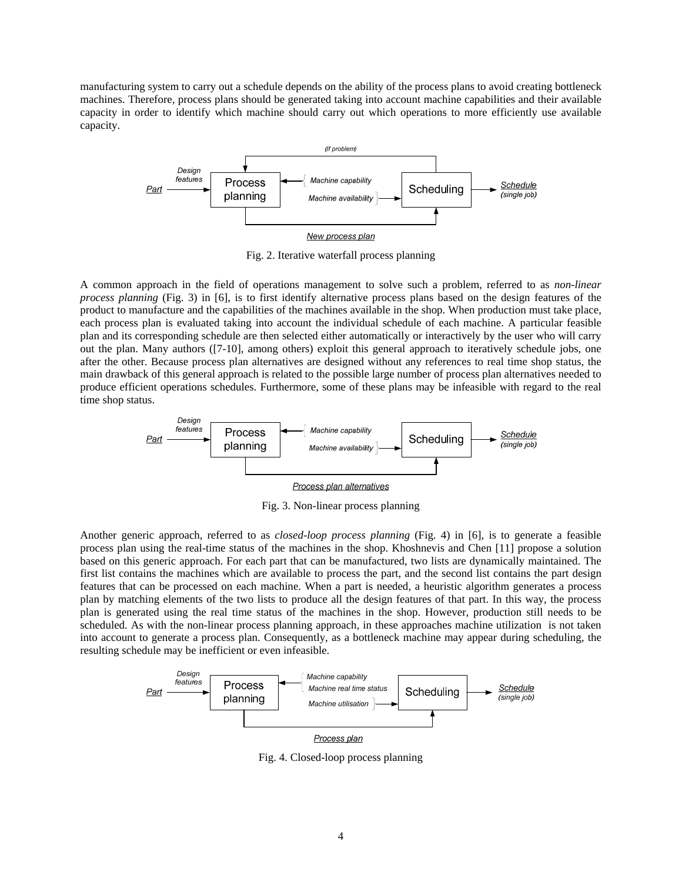manufacturing system to carry out a schedule depends on the ability of the process plans to avoid creating bottleneck machines. Therefore, process plans should be generated taking into account machine capabilities and their available capacity in order to identify which machine should carry out which operations to more efficiently use available capacity.

Fig. 2. Iterative waterfall process planning

A common approach in the field of operations management to solve such a problem, referred to as *non-linear process planning* (Fig. 3) in [6], is to first identify alternative process plans based on the design features of the product to manufacture and the capabilities of the machines available in the shop. When production must take place, each process plan is evaluated taking into account the individual schedule of each machine. A particular feasible plan and its corresponding schedule are then selected either automatically or interactively by the user who will carry out the plan. Many authors ([7-10], among others) exploit this general approach to iteratively schedule jobs, one after the other. Because process plan alternatives are designed without any references to real time shop status, the main drawback of this general approach is related to the possible large number of process plan alternatives needed to produce efficient operations schedules. Furthermore, some of these plans may be infeasible with regard to the real time shop status.

Fig. 3. Non-linear process planning

Another generic approach, referred to as *closed-loop process planning* (Fig. 4) in [6], is to generate a feasible process plan using the real-time status of the machines in the shop. Khoshnevis and Chen [11] propose a solution based on this generic approach. For each part that can be manufactured, two lists are dynamically maintained. The first list contains the machines which are available to process the part, and the second list contains the part design features that can be processed on each machine. When a part is needed, a heuristic algorithm generates a process plan by matching elements of the two lists to produce all the design features of that part. In this way, the process plan is generated using the real time status of the machines in the shop. However, production still needs to be scheduled. As with the non-linear process planning approach, in these approaches machine utilization is not taken into account to generate a process plan. Consequently, as a bottleneck machine may appear during scheduling, the resulting schedule may be inefficient or even infeasible.

Fig. 4. Closed-loop process planning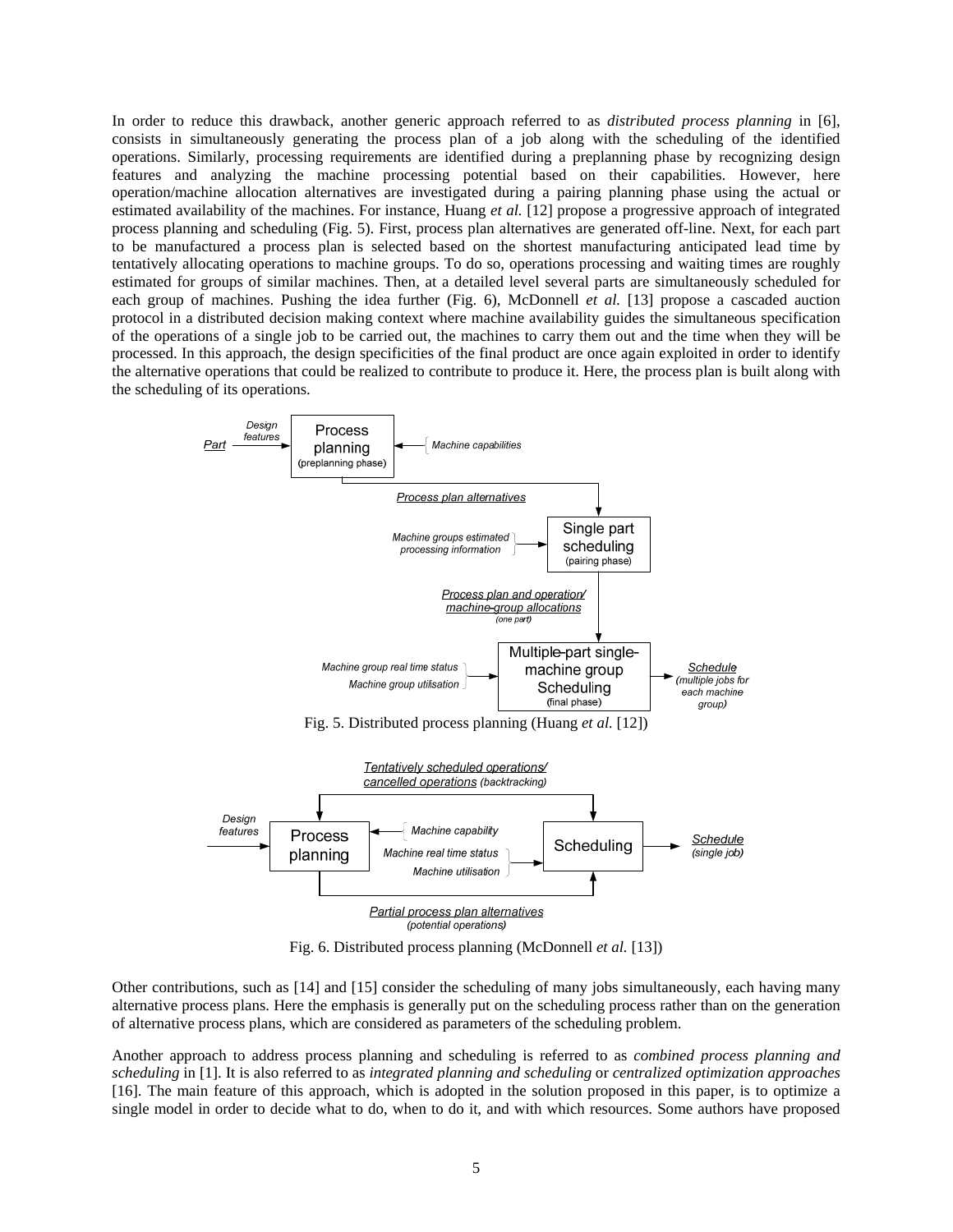In order to reduce this drawback, another generic approach referred to as *distributed process planning* in [6], consists in simultaneously generating the process plan of a job along with the scheduling of the identified operations. Similarly, processing requirements are identified during a preplanning phase by recognizing design features and analyzing the machine processing potential based on their capabilities. However, here operation/machine allocation alternatives are investigated during a pairing planning phase using the actual or estimated availability of the machines. For instance, Huang *et al.* [12] propose a progressive approach of integrated process planning and scheduling (Fig. 5). First, process plan alternatives are generated off-line. Next, for each part to be manufactured a process plan is selected based on the shortest manufacturing anticipated lead time by tentatively allocating operations to machine groups. To do so, operations processing and waiting times are roughly estimated for groups of similar machines. Then, at a detailed level several parts are simultaneously scheduled for each group of machines. Pushing the idea further (Fig. 6), McDonnell *et al.* [13] propose a cascaded auction protocol in a distributed decision making context where machine availability guides the simultaneous specification of the operations of a single job to be carried out, the machines to carry them out and the time when they will be processed. In this approach, the design specificities of the final product are once again exploited in order to identify the alternative operations that could be realized to contribute to produce it. Here, the process plan is built along with the scheduling of its operations.

Fig. 5. Distributed process planning (Huang *et al.* [12])

Fig. 6. Distributed process planning (McDonnell *et al.* [13])

Other contributions, such as [14] and [15] consider the scheduling of many jobs simultaneously, each having many alternative process plans. Here the emphasis is generally put on the scheduling process rather than on the generation of alternative process plans, which are considered as parameters of the scheduling problem.

Another approach to address process planning and scheduling is referred to as *combined process planning and scheduling* in [1]. It is also referred to as *integrated planning and scheduling* or *centralized optimization approaches* [16]. The main feature of this approach, which is adopted in the solution proposed in this paper, is to optimize a single model in order to decide what to do, when to do it, and with which resources. Some authors have proposed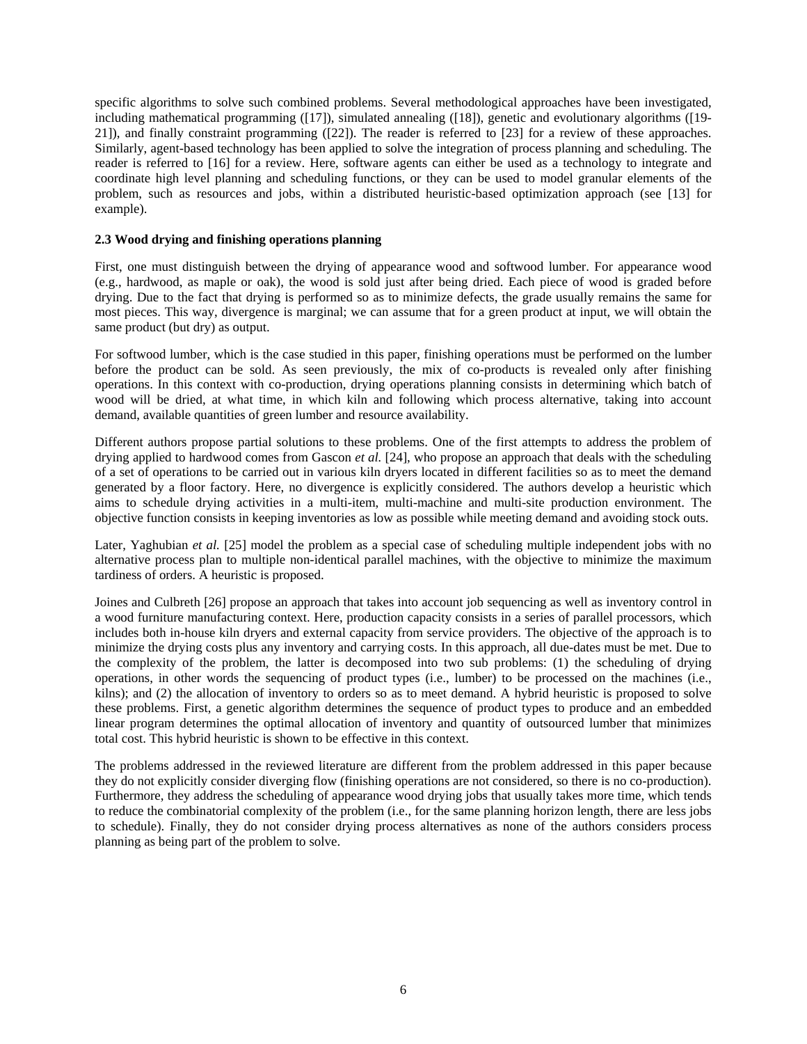specific algorithms to solve such combined problems. Several methodological approaches have been investigated, including mathematical programming ([17]), simulated annealing ([18]), genetic and evolutionary algorithms ([19-21]), and finally constraint programming ([22]). The reader is referred to [23] for a review of these approaches. Similarly, agent-based technology has been applied to solve the integration of process planning and scheduling. The reader is referred to [16] for a review. Here, software agents can either be used as a technology to integrate and coordinate high level planning and scheduling functions, or they can be used to model granular elements of the problem, such as resources and jobs, within a distributed heuristic-based optimization approach (see [13] for example).

### 2.3 Wood drying and finishing operations planning

First, one must distinguish between the drying of appearance wood and softwood lumber. For appearance wood (e.g., hardwood, as maple or oak), the wood is sold just after being dried. Each piece of wood is graded before drying. Due to the fact that drying is performed so as to minimize defects, the grade usually remains the same for most pieces. This way, divergence is marginal; we can assume that for a green product at input, we will obtain the same product (but dry) as output.

For softwood lumber, which is the case studied in this paper, finishing operations must be performed on the lumber before the product can be sold. As seen previously, the mix of co-products is revealed only after finishing operations. In this context with co-production, drying operations planning consists in determining which batch of wood will be dried, at what time, in which kiln and following which process alternative, taking into account demand, available quantities of green lumber and resource availability.

Different authors propose partial solutions to these problems. One of the first attempts to address the problem of drying applied to hardwood comes from Gascon *et al.* [24], who propose an approach that deals with the scheduling of a set of operations to be carried out in various kiln dryers located in different facilities so as to meet the demand generated by a floor factory. Here, no divergence is explicitly considered. The authors develop a heuristic which aims to schedule drying activities in a multi-item, multi-machine and multi-site production environment. The objective function consists in keeping inventories as low as possible while meeting demand and avoiding stock outs.

Later, Yaghubian *et al.* [25] model the problem as a special case of scheduling multiple independent jobs with no alternative process plan to multiple non-identical parallel machines, with the objective to minimize the maximum tardiness of orders. A heuristic is proposed.

Joines and Culbreth [26] propose an approach that takes into account job sequencing as well as inventory control in a wood furniture manufacturing context. Here, production capacity consists in a series of parallel processors, which includes both in-house kiln dryers and external capacity from service providers. The objective of the approach is to minimize the drying costs plus any inventory and carrying costs. In this approach, all due-dates must be met. Due to the complexity of the problem, the latter is decomposed into two sub problems: (1) the scheduling of drying operations, in other words the sequencing of product types (i.e., lumber) to be processed on the machines (i.e., kilns); and (2) the allocation of inventory to orders so as to meet demand. A hybrid heuristic is proposed to solve these problems. First, a genetic algorithm determines the sequence of product types to produce and an embedded linear program determines the optimal allocation of inventory and quantity of outsourced lumber that minimizes total cost. This hybrid heuristic is shown to be effective in this context.

The problems addressed in the reviewed literature are different from the problem addressed in this paper because they do not explicitly consider diverging flow (finishing operations are not considered, so there is no co-production). Furthermore, they address the scheduling of appearance wood drying jobs that usually takes more time, which tends to reduce the combinatorial complexity of the problem (i.e., for the same planning horizon length, there are less jobs to schedule). Finally, they do not consider drying process alternatives as none of the authors considers process planning as being part of the problem to solve.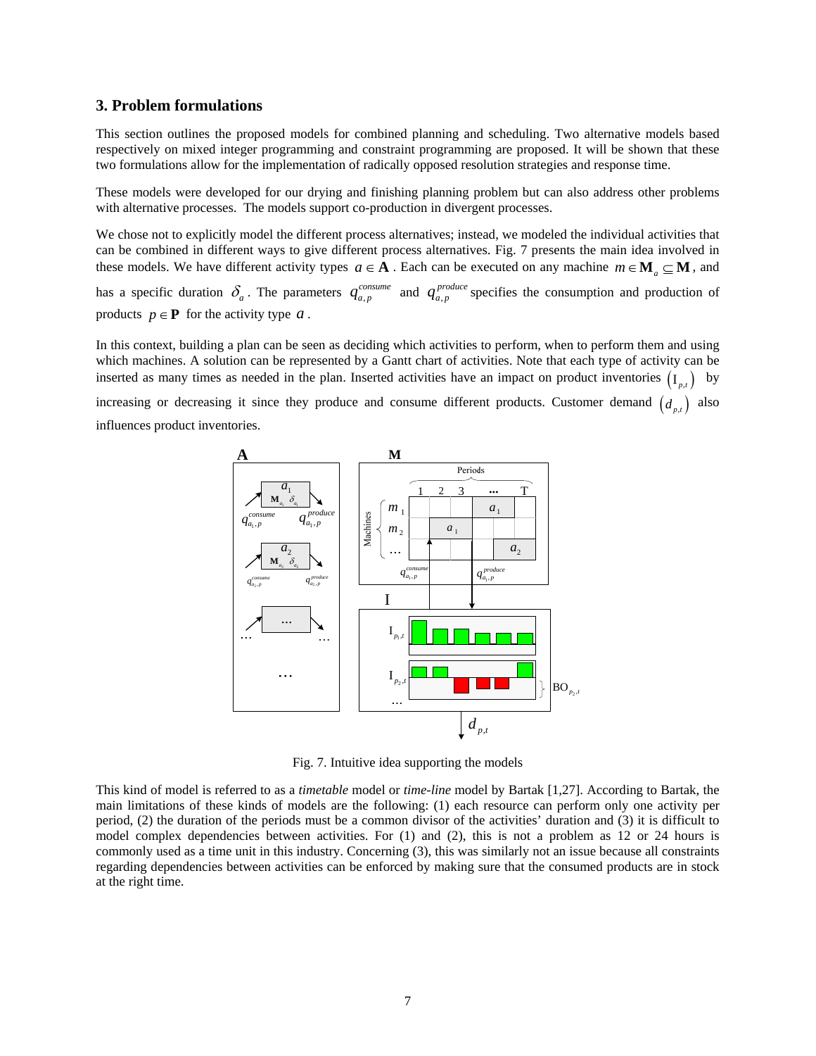## 3. Problem formulations

This section outlines the proposed models for combined planning and scheduling. Two alternative models based respectively on mixed integer programming and constraint programming are proposed. It will be shown that these two formulations allow for the implementation of radically opposed resolution strategies and response time.

These models were developed for our drying and finishing planning problem but can also address other problems with alternative processes. The models support co-production in divergent processes.

We chose not to explicitly model the different process alternatives; instead, we modeled the individual activities that can be combined in different ways to give different process alternatives. Fig. 7 presents the main idea involved in these models. We have different activity types $a \in \mathbf{A}$. Each can be executed on any machine $m \in \mathbf{M}_a \subseteq \mathbf{M}$, and has a specific duration $\delta_a$. The parameters $q_{a,p}^{consume}$ and $q_{a,p}^{produce}$ specifies the consumption and production of products $p \in \mathbf{P}$ for the activity type $a$.

In this context, building a plan can be seen as deciding which activities to perform, when to perform them and using which machines. A solution can be represented by a Gantt chart of activities. Note that each type of activity can be inserted as many times as needed in the plan. Inserted activities have an impact on product inventories $\left(\mathrm{I}_{p,t}\right)$ by increasing or decreasing it since they produce and consume different products. Customer demand $\left(d_{p,t}\right)$ also influences product inventories.

Fig. 7. Intuitive idea supporting the models

This kind of model is referred to as a *timetable* model or *time-line* model by Bartak [1,27]. According to Bartak, the main limitations of these kinds of models are the following: (1) each resource can perform only one activity per period, (2) the duration of the periods must be a common divisor of the activities' duration and (3) it is difficult to model complex dependencies between activities. For (1) and (2), this is not a problem as 12 or 24 hours is commonly used as a time unit in this industry. Concerning (3), this was similarly not an issue because all constraints regarding dependencies between activities can be enforced by making sure that the consumed products are in stock at the right time.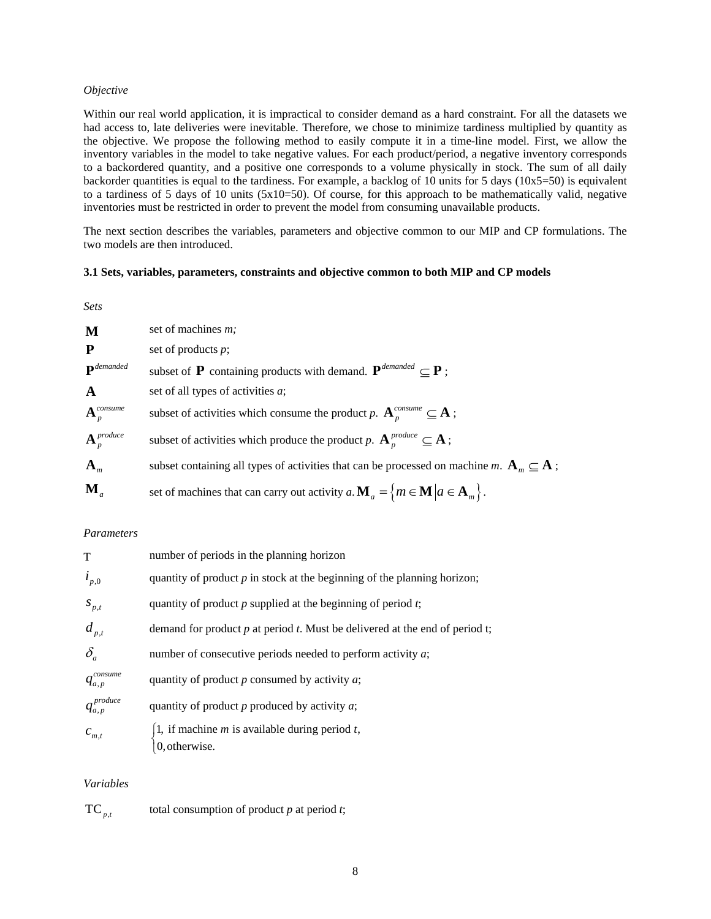*Objective*

Within our real world application, it is impractical to consider demand as a hard constraint. For all the datasets we had access to, late deliveries were inevitable. Therefore, we chose to minimize tardiness multiplied by quantity as the objective. We propose the following method to easily compute it in a time-line model. First, we allow the inventory variables in the model to take negative values. For each product/period, a negative inventory corresponds to a backordered quantity, and a positive one corresponds to a volume physically in stock. The sum of all daily backorder quantities is equal to the tardiness. For example, a backlog of 10 units for 5 days (10x5=50) is equivalent to a tardiness of 5 days of 10 units (5x10=50). Of course, for this approach to be mathematically valid, negative inventories must be restricted in order to prevent the model from consuming unavailable products.

The next section describes the variables, parameters and objective common to our MIP and CP formulations. The two models are then introduced.

### 3.1 Sets, variables, parameters, constraints and objective common to both MIP and CP models

*Sets*

| | |
|---|---|
| $\mathbf{M}$ | set of machines *m;* |
| $\mathbf{P}$ | set of products *p*; |
| $\mathbf{P}^{demanded}$ | subset of $\mathbf{P}$ containing products with demand. $\mathbf{P}^{demanded} \subseteq \mathbf{P}$ ; |
| $\mathbf{A}$ | set of all types of activities *a*; |
| $\mathbf{A}_p^{consume}$ | subset of activities which consume the product *p*. $\mathbf{A}_p^{consume} \subseteq \mathbf{A}$ ; |
| $\mathbf{A}_p^{produce}$ | subset of activities which produce the product *p*. $\mathbf{A}_p^{produce} \subseteq \mathbf{A}$ ; |
| $\mathbf{A}_m$ | subset containing all types of activities that can be processed on machine *m*. $\mathbf{A}_m \subseteq \mathbf{A}$ ; |
| $\mathbf{M}_a$ | set of machines that can carry out activity *a*. $\mathbf{M}_a = \left\{ m \in \mathbf{M} \middle| a \in \mathbf{A}_m \right\}$. |

*Parameters*

| | |
|---|---|
| T | number of periods in the planning horizon |
| $i_{p,0}$ | quantity of product *p* in stock at the beginning of the planning horizon; |
| $s_{p,t}$ | quantity of product *p* supplied at the beginning of period *t*; |
| $d_{p,t}$ | demand for product *p* at period *t*. Must be delivered at the end of period t; |
| $\delta_a$ | number of consecutive periods needed to perform activity *a*; |
| $q_{a,p}^{consume}$ | quantity of product *p* consumed by activity *a*; |
| $q_{a,p}^{produce}$ | quantity of product *p* produced by activity *a*; |
| $c_{m,t}$ | $\begin{cases} 1, \text{ if machine } m \text{ is available during period } t, \\ 0, \text{otherwise.} \end{cases}$ |

*Variables*

| | |
|---|---|
| $\mathrm{TC}_{p,t}$ | total consumption of product *p* at period *t*; |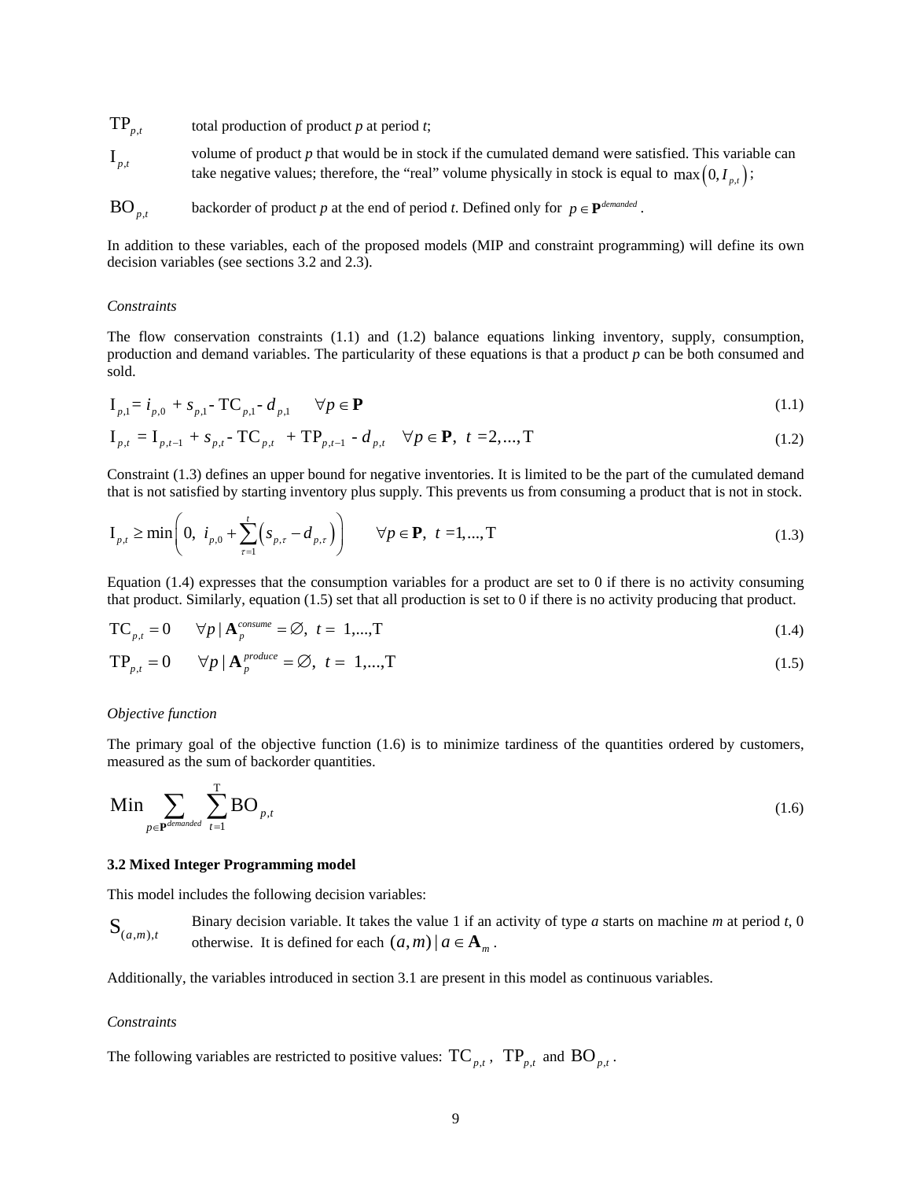| | |
|---|---|
| $\mathrm{TP}_{p,t}$ | total production of product *p* at period *t*; |
| $\mathrm{I}_{p,t}$ | volume of product *p* that would be in stock if the cumulated demand were satisfied. This variable can take negative values; therefore, the "real" volume physically in stock is equal to $\max\left(0, I_{p,t}\right)$; |
| $\mathrm{BO}_{p,t}$ | backorder of product *p* at the end of period *t*. Defined only for $p \in \mathbf{P}^{demanded}$. |

In addition to these variables, each of the proposed models (MIP and constraint programming) will define its own decision variables (see sections 3.2 and 2.3).

*Constraints*

The flow conservation constraints (1.1) and (1.2) balance equations linking inventory, supply, consumption, production and demand variables. The particularity of these equations is that a product *p* can be both consumed and sold.

$$\mathrm{I}_{p,1} = i_{p,0} + s_{p,1} - \mathrm{TC}_{p,1} - d_{p,1} \qquad \forall p \in \mathbf{P} \tag{1.1}$$

$$\mathrm{I}_{p,t} = \mathrm{I}_{p,t-1} + s_{p,t} - \mathrm{TC}_{p,t} + \mathrm{TP}_{p,t-1} - d_{p,t} \quad \forall p \in \mathbf{P},\ t = 2,...,\mathrm{T} \tag{1.2}$$

Constraint (1.3) defines an upper bound for negative inventories. It is limited to be the part of the cumulated demand that is not satisfied by starting inventory plus supply. This prevents us from consuming a product that is not in stock.

$$\mathrm{I}_{p,t} \geq \min\left(0,\ i_{p,0} + \sum_{\tau=1}^{t}\left(s_{p,\tau} - d_{p,\tau}\right)\right) \qquad \forall p \in \mathbf{P},\ t = 1,...,\mathrm{T} \tag{1.3}$$

Equation (1.4) expresses that the consumption variables for a product are set to 0 if there is no activity consuming that product. Similarly, equation (1.5) set that all production is set to 0 if there is no activity producing that product.

$$\mathrm{TC}_{p,t} = 0 \qquad \forall p \mid \mathbf{A}_p^{consume} = \varnothing,\ t = 1,...,\mathrm{T} \tag{1.4}$$

$$\mathrm{TP}_{p,t} = 0 \qquad \forall p \mid \mathbf{A}_p^{produce} = \varnothing,\ t = 1,...,\mathrm{T} \tag{1.5}$$

*Objective function*

The primary goal of the objective function (1.6) is to minimize tardiness of the quantities ordered by customers, measured as the sum of backorder quantities.

$$\mathrm{Min} \sum_{p \in \mathbf{P}^{demanded}} \sum_{t=1}^{\mathrm{T}} \mathrm{BO}_{p,t} \tag{1.6}$$

**3.2 Mixed Integer Programming model**

This model includes the following decision variables:

| | |
|---|---|
| $\mathrm{S}_{(a,m),t}$ | Binary decision variable. It takes the value 1 if an activity of type *a* starts on machine *m* at period *t*, 0 otherwise. It is defined for each $(a,m) \mid a \in \mathbf{A}_m$. |

Additionally, the variables introduced in section 3.1 are present in this model as continuous variables.

*Constraints*

The following variables are restricted to positive values: $\mathrm{TC}_{p,t}$, $\mathrm{TP}_{p,t}$ and $\mathrm{BO}_{p,t}$.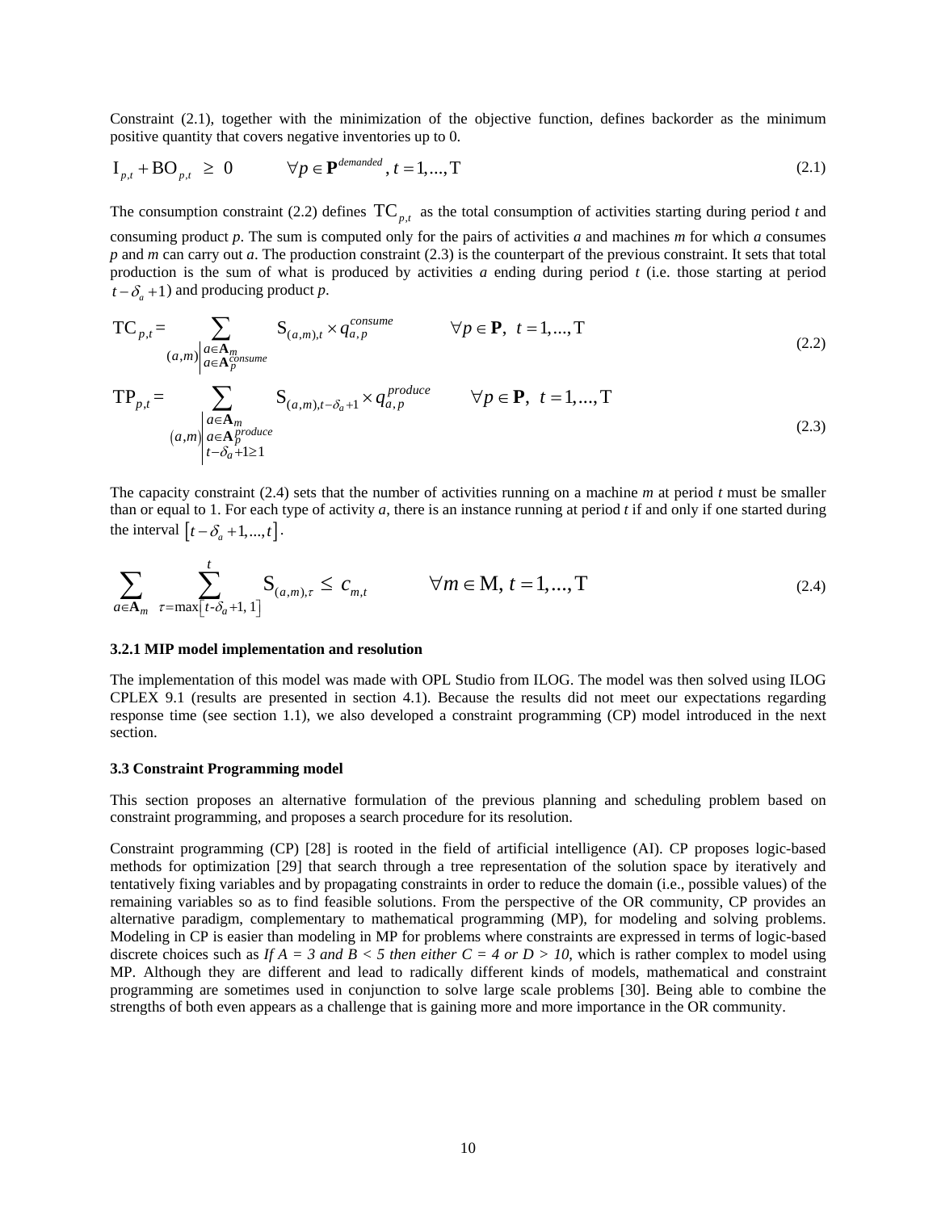Constraint (2.1), together with the minimization of the objective function, defines backorder as the minimum positive quantity that covers negative inventories up to 0.

$$\mathrm{I}_{p,t} + \mathrm{BO}_{p,t} \geq 0 \qquad \forall p \in \mathbf{P}^{demanded}, t = 1,...,\mathrm{T} \tag{2.1}$$

The consumption constraint (2.2) defines $\mathrm{TC}_{p,t}$ as the total consumption of activities starting during period *t* and consuming product *p*. The sum is computed only for the pairs of activities *a* and machines *m* for which *a* consumes *p* and *m* can carry out *a*. The production constraint (2.3) is the counterpart of the previous constraint. It sets that total production is the sum of what is produced by activities *a* ending during period *t* (i.e. those starting at period $t - \delta_a + 1$) and producing product *p*.

$$\mathrm{TC}_{p,t} = \sum_{(a,m) \left| \substack{a \in \mathbf{A}_m \\ a \in \mathbf{A}_p^{consume}} \right.} \mathrm{S}_{(a,m),t} \times q_{a,p}^{consume} \qquad \forall p \in \mathbf{P},\ t = 1,...,\mathrm{T} \tag{2.2}$$

$$\mathrm{TP}_{p,t} = \sum_{(a,m) \left| \substack{a \in \mathbf{A}_m \\ a \in \mathbf{A}_p^{produce} \\ t - \delta_a + 1 \geq 1} \right.} \mathrm{S}_{(a,m),t-\delta_a+1} \times q_{a,p}^{produce} \qquad \forall p \in \mathbf{P},\ t = 1,...,\mathrm{T} \tag{2.3}$$

The capacity constraint (2.4) sets that the number of activities running on a machine *m* at period *t* must be smaller than or equal to 1. For each type of activity *a*, there is an instance running at period *t* if and only if one started during the interval $[t - \delta_a + 1,...,t]$.

$$\sum_{a \in \mathbf{A}_m} \sum_{\tau = \max[t - \delta_a + 1,\ 1]}^{t} \mathrm{S}_{(a,m),\tau} \leq c_{m,t} \qquad \forall m \in \mathrm{M},\ t = 1,...,\mathrm{T} \tag{2.4}$$

### 3.2.1 MIP model implementation and resolution

The implementation of this model was made with OPL Studio from ILOG. The model was then solved using ILOG CPLEX 9.1 (results are presented in section 4.1). Because the results did not meet our expectations regarding response time (see section 1.1), we also developed a constraint programming (CP) model introduced in the next section.

### 3.3 Constraint Programming model

This section proposes an alternative formulation of the previous planning and scheduling problem based on constraint programming, and proposes a search procedure for its resolution.

Constraint programming (CP) [28] is rooted in the field of artificial intelligence (AI). CP proposes logic-based methods for optimization [29] that search through a tree representation of the solution space by iteratively and tentatively fixing variables and by propagating constraints in order to reduce the domain (i.e., possible values) of the remaining variables so as to find feasible solutions. From the perspective of the OR community, CP provides an alternative paradigm, complementary to mathematical programming (MP), for modeling and solving problems. Modeling in CP is easier than modeling in MP for problems where constraints are expressed in terms of logic-based discrete choices such as *If A = 3 and B < 5 then either C = 4 or D > 10*, which is rather complex to model using MP. Although they are different and lead to radically different kinds of models, mathematical and constraint programming are sometimes used in conjunction to solve large scale problems [30]. Being able to combine the strengths of both even appears as a challenge that is gaining more and more importance in the OR community.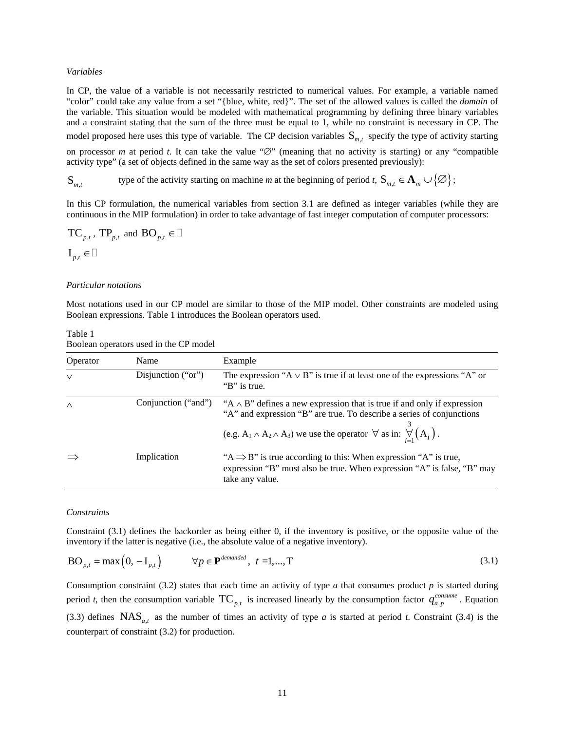*Variables*

In CP, the value of a variable is not necessarily restricted to numerical values. For example, a variable named "color" could take any value from a set "{blue, white, red}". The set of the allowed values is called the *domain* of the variable. This situation would be modeled with mathematical programming by defining three binary variables and a constraint stating that the sum of the three must be equal to 1, while no constraint is necessary in CP. The model proposed here uses this type of variable. The CP decision variables $\mathrm{S}_{m,t}$ specify the type of activity starting on processor *m* at period *t*. It can take the value "$\varnothing$" (meaning that no activity is starting) or any "compatible activity type" (a set of objects defined in the same way as the set of colors presented previously):

$\mathrm{S}_{m,t}$ type of the activity starting on machine *m* at the beginning of period *t*, $\mathrm{S}_{m,t} \in \mathbf{A}_m \cup \{\varnothing\}$;

In this CP formulation, the numerical variables from section 3.1 are defined as integer variables (while they are continuous in the MIP formulation) in order to take advantage of fast integer computation of computer processors:

$\mathrm{TC}_{p,t}$ , $\mathrm{TP}_{p,t}$ and $\mathrm{BO}_{p,t} \in \mathbb{N}$

$\mathrm{I}_{p,t} \in \mathbb{Z}$

*Particular notations*

Most notations used in our CP model are similar to those of the MIP model. Other constraints are modeled using Boolean expressions. Table 1 introduces the Boolean operators used.

Table 1
Boolean operators used in the CP model

| Operator | Name | Example |
|---|---|---|
| $\vee$ | Disjunction ("or") | The expression "$\mathrm{A} \vee \mathrm{B}$" is true if at least one of the expressions "A" or "B" is true. |
| $\wedge$ | Conjunction ("and") | "$\mathrm{A} \wedge \mathrm{B}$" defines a new expression that is true if and only if expression "A" and expression "B" are true. To describe a series of conjunctions (e.g. $\mathrm{A}_1 \wedge \mathrm{A}_2 \wedge \mathrm{A}_3$) we use the operator $\forall$ as in: $\underset{i=1}{\overset{3}{\forall}}\left(\mathrm{A}_i\right)$. |
| $\Rightarrow$ | Implication | "$\mathrm{A} \Rightarrow \mathrm{B}$" is true according to this: When expression "A" is true, expression "B" must also be true. When expression "A" is false, "B" may take any value. |

*Constraints*

Constraint (3.1) defines the backorder as being either 0, if the inventory is positive, or the opposite value of the inventory if the latter is negative (i.e., the absolute value of a negative inventory).

$$\mathrm{BO}_{p,t} = \max\left(0, -\mathrm{I}_{p,t}\right) \qquad \forall p \in \mathbf{P}^{demanded},\ t = 1,...,\mathrm{T} \tag{3.1}$$

Consumption constraint (3.2) states that each time an activity of type *a* that consumes product *p* is started during period *t*, then the consumption variable $\mathrm{TC}_{p,t}$ is increased linearly by the consumption factor $q_{a,p}^{consume}$. Equation (3.3) defines $\mathrm{NAS}_{a,t}$ as the number of times an activity of type *a* is started at period *t*. Constraint (3.4) is the counterpart of constraint (3.2) for production.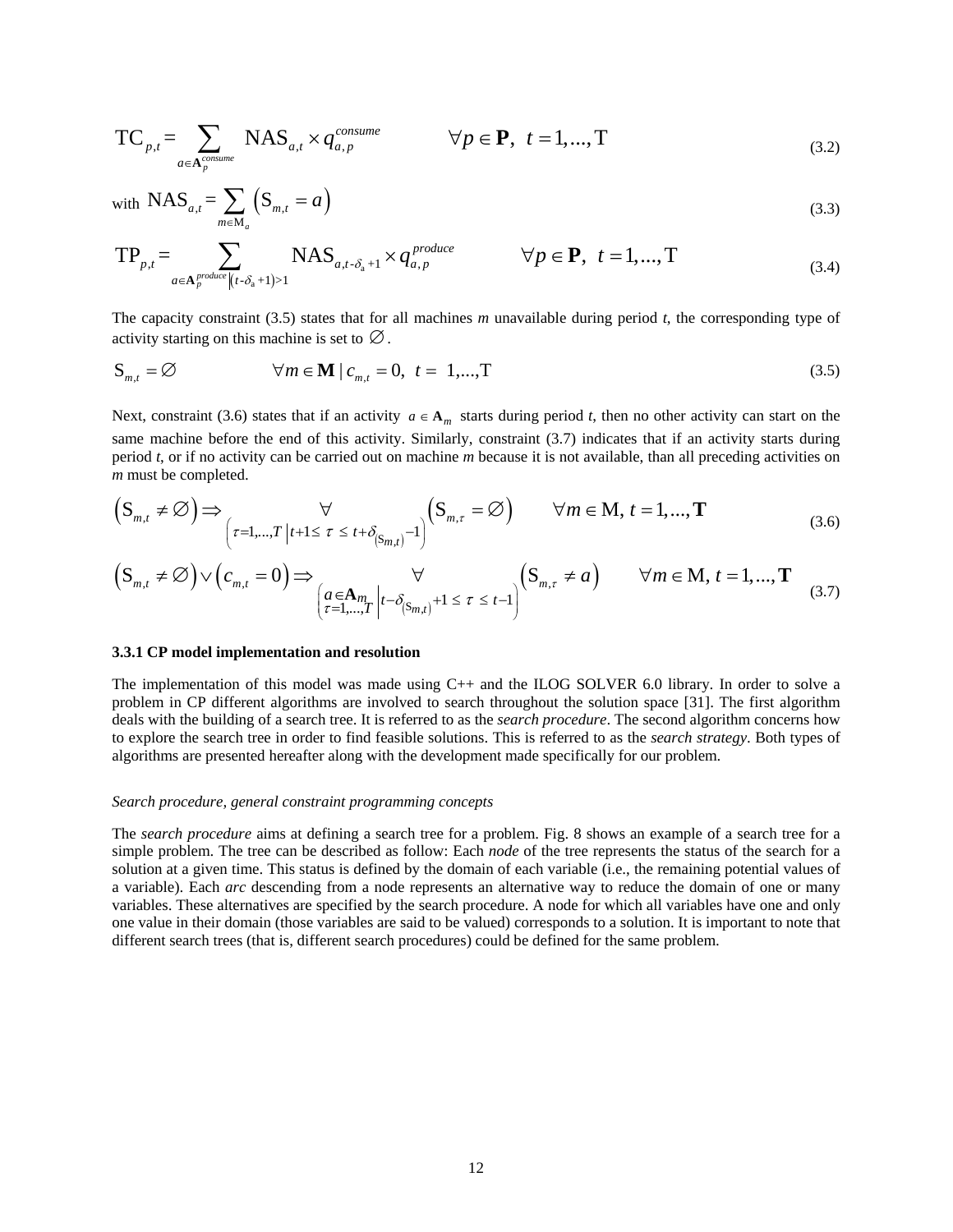$$\mathrm{TC}_{p,t} = \sum_{a \in \mathbf{A}_p^{consume}} \mathrm{NAS}_{a,t} \times q_{a,p}^{consume} \qquad \forall p \in \mathbf{P},\ t = 1,...,\mathrm{T} \tag{3.2}$$

with $$\mathrm{NAS}_{a,t} = \sum_{m \in \mathrm{M}_a} \left( \mathrm{S}_{m,t} = a \right) \tag{3.3}$$

$$\mathrm{TP}_{p,t} = \sum_{a \in \mathbf{A}_p^{produce} \left| (t - \delta_a + 1) > 1 \right.} \mathrm{NAS}_{a,t-\delta_a+1} \times q_{a,p}^{produce} \qquad \forall p \in \mathbf{P},\ t = 1,...,\mathrm{T} \tag{3.4}$$

The capacity constraint (3.5) states that for all machines *m* unavailable during period *t*, the corresponding type of activity starting on this machine is set to $\varnothing$.

$$\mathrm{S}_{m,t} = \varnothing \qquad \forall m \in \mathbf{M} \mid c_{m,t} = 0,\ t = 1,...,\mathrm{T} \tag{3.5}$$

Next, constraint (3.6) states that if an activity $a \in \mathbf{A}_m$ starts during period *t*, then no other activity can start on the same machine before the end of this activity. Similarly, constraint (3.7) indicates that if an activity starts during period *t*, or if no activity can be carried out on machine *m* because it is not available, than all preceding activities on *m* must be completed.

$$\left( \mathrm{S}_{m,t} \neq \varnothing \right) \Rightarrow \underset{\left( \tau = 1,...,T \,\middle|\, t+1 \leq \tau \leq t + \delta_{(\mathrm{S}_{m,t})} - 1 \right)}{\forall} \left( \mathrm{S}_{m,\tau} = \varnothing \right) \qquad \forall m \in \mathrm{M},\ t = 1,...,\mathbf{T} \tag{3.6}$$

$$\left( \mathrm{S}_{m,t} \neq \varnothing \right) \vee \left( c_{m,t} = 0 \right) \Rightarrow \underset{\left( \substack{a \in \mathbf{A}_m \\ \tau = 1,...,T} \,\middle|\, t - \delta_{(\mathrm{S}_{m,t})} + 1 \leq \tau \leq t - 1 \right)}{\forall} \left( \mathrm{S}_{m,\tau} \neq a \right) \qquad \forall m \in \mathrm{M},\ t = 1,...,\mathbf{T} \tag{3.7}$$

### 3.3.1 CP model implementation and resolution

The implementation of this model was made using C++ and the ILOG SOLVER 6.0 library. In order to solve a problem in CP different algorithms are involved to search throughout the solution space [31]. The first algorithm deals with the building of a search tree. It is referred to as the *search procedure*. The second algorithm concerns how to explore the search tree in order to find feasible solutions. This is referred to as the *search strategy*. Both types of algorithms are presented hereafter along with the development made specifically for our problem.

*Search procedure, general constraint programming concepts*

The *search procedure* aims at defining a search tree for a problem. Fig. 8 shows an example of a search tree for a simple problem. The tree can be described as follow: Each *node* of the tree represents the status of the search for a solution at a given time. This status is defined by the domain of each variable (i.e., the remaining potential values of a variable). Each *arc* descending from a node represents an alternative way to reduce the domain of one or many variables. These alternatives are specified by the search procedure. A node for which all variables have one and only one value in their domain (those variables are said to be valued) corresponds to a solution. It is important to note that different search trees (that is, different search procedures) could be defined for the same problem.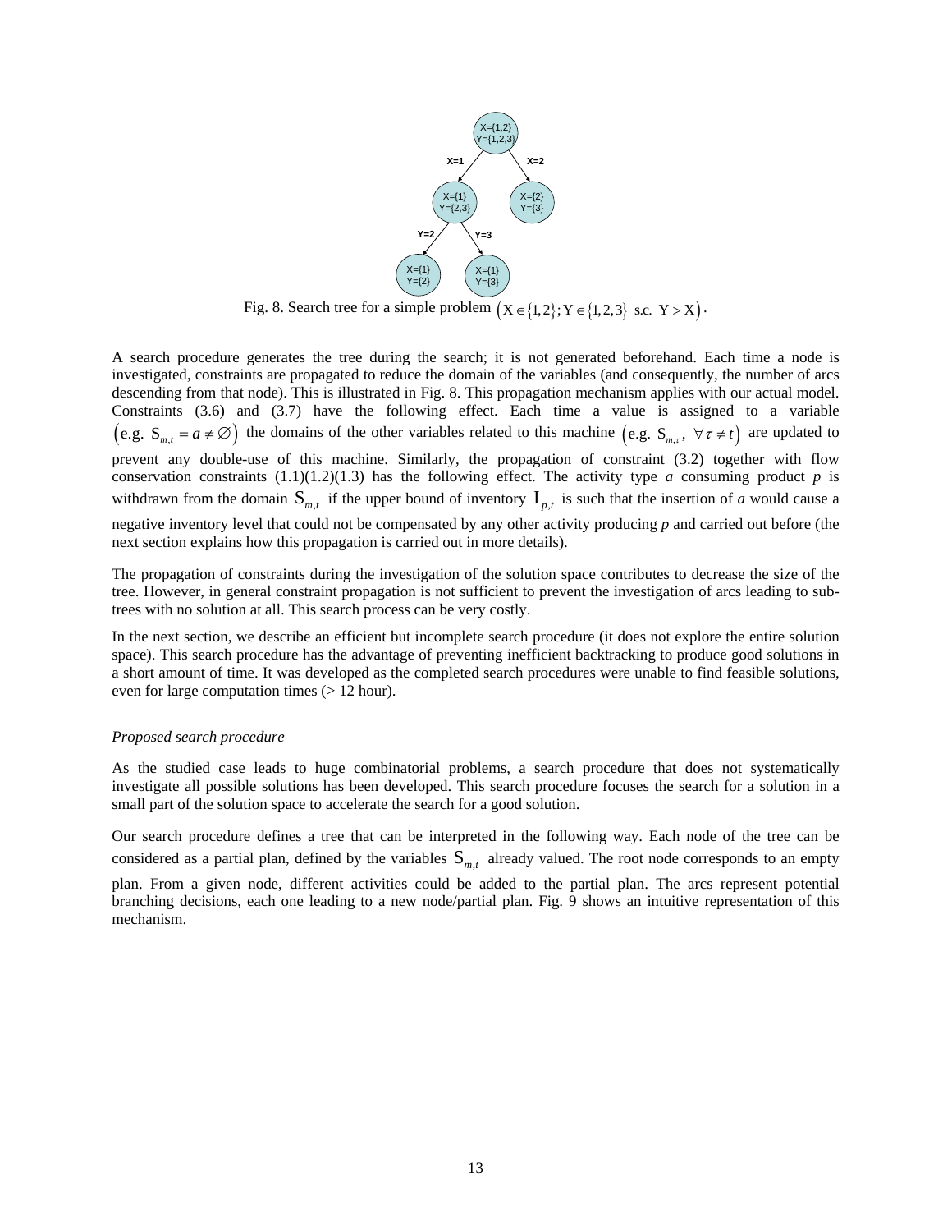Fig. 8. Search tree for a simple problem $\left(\mathrm{X} \in \{1,2\}; \mathrm{Y} \in \{1,2,3\} \text{ s.c. } \mathrm{Y} > \mathrm{X}\right)$.

A search procedure generates the tree during the search; it is not generated beforehand. Each time a node is investigated, constraints are propagated to reduce the domain of the variables (and consequently, the number of arcs descending from that node). This is illustrated in Fig. 8. This propagation mechanism applies with our actual model. Constraints (3.6) and (3.7) have the following effect. Each time a value is assigned to a variable $\left(\text{e.g. } \mathrm{S}_{m,t} = a \neq \varnothing\right)$ the domains of the other variables related to this machine $\left(\text{e.g. } \mathrm{S}_{m,\tau},\ \forall \tau \neq t\right)$ are updated to prevent any double-use of this machine. Similarly, the propagation of constraint (3.2) together with flow conservation constraints (1.1)(1.2)(1.3) has the following effect. The activity type *a* consuming product *p* is withdrawn from the domain $\mathrm{S}_{m,t}$ if the upper bound of inventory $\mathrm{I}_{p,t}$ is such that the insertion of *a* would cause a negative inventory level that could not be compensated by any other activity producing *p* and carried out before (the next section explains how this propagation is carried out in more details).

The propagation of constraints during the investigation of the solution space contributes to decrease the size of the tree. However, in general constraint propagation is not sufficient to prevent the investigation of arcs leading to sub-trees with no solution at all. This search process can be very costly.

In the next section, we describe an efficient but incomplete search procedure (it does not explore the entire solution space). This search procedure has the advantage of preventing inefficient backtracking to produce good solutions in a short amount of time. It was developed as the completed search procedures were unable to find feasible solutions, even for large computation times (> 12 hour).

*Proposed search procedure*

As the studied case leads to huge combinatorial problems, a search procedure that does not systematically investigate all possible solutions has been developed. This search procedure focuses the search for a solution in a small part of the solution space to accelerate the search for a good solution.

Our search procedure defines a tree that can be interpreted in the following way. Each node of the tree can be considered as a partial plan, defined by the variables $\mathrm{S}_{m,t}$ already valued. The root node corresponds to an empty plan. From a given node, different activities could be added to the partial plan. The arcs represent potential branching decisions, each one leading to a new node/partial plan. Fig. 9 shows an intuitive representation of this mechanism.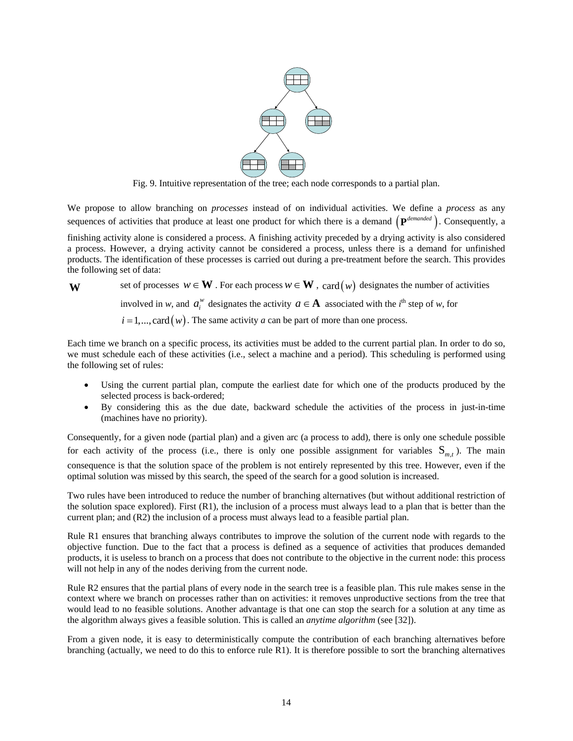Fig. 9. Intuitive representation of the tree; each node corresponds to a partial plan.

We propose to allow branching on *processes* instead of on individual activities. We define a *process* as any sequences of activities that produce at least one product for which there is a demand $\left(\mathbf{P}^{demanded}\right)$. Consequently, a finishing activity alone is considered a process. A finishing activity preceded by a drying activity is also considered a process. However, a drying activity cannot be considered a process, unless there is a demand for unfinished products. The identification of these processes is carried out during a pre-treatment before the search. This provides the following set of data:

**W** set of processes $w \in \mathbf{W}$. For each process $w \in \mathbf{W}$, $\text{card}(w)$ designates the number of activities involved in *w*, and $a_i^w$ designates the activity $a \in \mathbf{A}$ associated with the $i^{\text{th}}$ step of *w*, for $i = 1, ..., \text{card}(w)$. The same activity *a* can be part of more than one process.

Each time we branch on a specific process, its activities must be added to the current partial plan. In order to do so, we must schedule each of these activities (i.e., select a machine and a period). This scheduling is performed using the following set of rules:

- Using the current partial plan, compute the earliest date for which one of the products produced by the selected process is back-ordered;
- By considering this as the due date, backward schedule the activities of the process in just-in-time (machines have no priority).

Consequently, for a given node (partial plan) and a given arc (a process to add), there is only one schedule possible for each activity of the process (i.e., there is only one possible assignment for variables $\mathrm{S}_{m,t}$). The main consequence is that the solution space of the problem is not entirely represented by this tree. However, even if the optimal solution was missed by this search, the speed of the search for a good solution is increased.

Two rules have been introduced to reduce the number of branching alternatives (but without additional restriction of the solution space explored). First (R1), the inclusion of a process must always lead to a plan that is better than the current plan; and (R2) the inclusion of a process must always lead to a feasible partial plan.

Rule R1 ensures that branching always contributes to improve the solution of the current node with regards to the objective function. Due to the fact that a process is defined as a sequence of activities that produces demanded products, it is useless to branch on a process that does not contribute to the objective in the current node: this process will not help in any of the nodes deriving from the current node.

Rule R2 ensures that the partial plans of every node in the search tree is a feasible plan. This rule makes sense in the context where we branch on processes rather than on activities: it removes unproductive sections from the tree that would lead to no feasible solutions. Another advantage is that one can stop the search for a solution at any time as the algorithm always gives a feasible solution. This is called an *anytime algorithm* (see [32]).

From a given node, it is easy to deterministically compute the contribution of each branching alternatives before branching (actually, we need to do this to enforce rule R1). It is therefore possible to sort the branching alternatives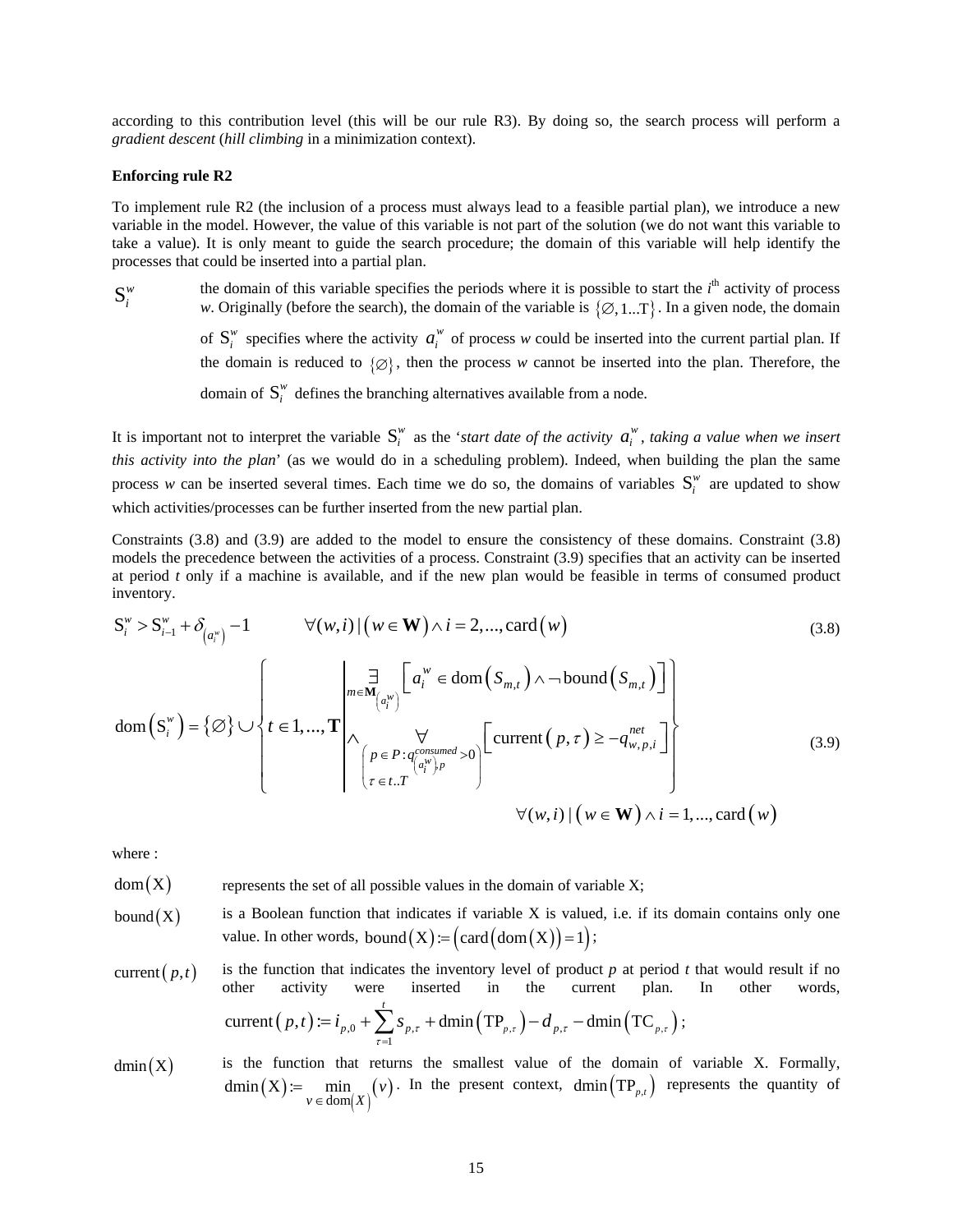according to this contribution level (this will be our rule R3). By doing so, the search process will perform a *gradient descent* (*hill climbing* in a minimization context).

**Enforcing rule R2**

To implement rule R2 (the inclusion of a process must always lead to a feasible partial plan), we introduce a new variable in the model. However, the value of this variable is not part of the solution (we do not want this variable to take a value). It is only meant to guide the search procedure; the domain of this variable will help identify the processes that could be inserted into a partial plan.

$\mathrm{S}_i^w$ — the domain of this variable specifies the periods where it is possible to start the $i^{\text{th}}$ activity of process *w*. Originally (before the search), the domain of the variable is $\{\varnothing, 1...\mathrm{T}\}$. In a given node, the domain of $\mathrm{S}_i^w$ specifies where the activity $a_i^w$ of process *w* could be inserted into the current partial plan. If the domain is reduced to $\{\varnothing\}$, then the process *w* cannot be inserted into the plan. Therefore, the domain of $\mathrm{S}_i^w$ defines the branching alternatives available from a node.

It is important not to interpret the variable $\mathrm{S}_i^w$ as the '*start date of the activity* $a_i^w$, *taking a value when we insert this activity into the plan*' (as we would do in a scheduling problem). Indeed, when building the plan the same process *w* can be inserted several times. Each time we do so, the domains of variables $\mathrm{S}_i^w$ are updated to show which activities/processes can be further inserted from the new partial plan.

Constraints (3.8) and (3.9) are added to the model to ensure the consistency of these domains. Constraint (3.8) models the precedence between the activities of a process. Constraint (3.9) specifies that an activity can be inserted at period *t* only if a machine is available, and if the new plan would be feasible in terms of consumed product inventory.

$$\mathrm{S}_i^w > \mathrm{S}_{i-1}^w + \delta_{\left(a_i^w\right)} - 1 \qquad \forall (w,i) \mid \left(w \in \mathbf{W}\right) \wedge i = 2,...,\mathrm{card}\left(w\right) \tag{3.8}$$

$$\mathrm{dom}\left(\mathrm{S}_i^w\right) = \{\varnothing\} \cup \left\{ t \in 1,...,\mathbf{T} \;\middle|\; \begin{array}{l} \underset{m \in \mathbf{M}_{\left(a_i^w\right)}}{\exists} \left[ a_i^w \in \mathrm{dom}\left(S_{m,t}\right) \wedge \neg \mathrm{bound}\left(S_{m,t}\right) \right] \\ \wedge \underset{\left(\begin{array}{l} p \in P : q^{consumed}_{\left(a_i^w\right),p} > 0 \\ \tau \in t..T \end{array}\right)}{\forall} \left[ \mathrm{current}\left(p,\tau\right) \geq -q^{net}_{w,p,i} \right] \end{array} \right\} \tag{3.9}$$

$$\forall (w,i) \mid \left(w \in \mathbf{W}\right) \wedge i = 1,...,\mathrm{card}\left(w\right)$$

where :

$\mathrm{dom}(\mathrm{X})$ — represents the set of all possible values in the domain of variable X;

$\mathrm{bound}(\mathrm{X})$ — is a Boolean function that indicates if variable X is valued, i.e. if its domain contains only one value. In other words, $\mathrm{bound}(\mathrm{X}) := \left(\mathrm{card}\left(\mathrm{dom}\left(\mathrm{X}\right)\right) = 1\right)$;

$\mathrm{current}\left(p,t\right)$ — is the function that indicates the inventory level of product *p* at period *t* that would result if no other activity were inserted in the current plan. In other words, $\mathrm{current}\left(p,t\right) := i_{p,0} + \sum_{\tau=1}^{t} s_{p,\tau} + \mathrm{dmin}\left(\mathrm{TP}_{p,\tau}\right) - d_{p,\tau} - \mathrm{dmin}\left(\mathrm{TC}_{p,\tau}\right)$;

$\mathrm{dmin}(\mathrm{X})$ — is the function that returns the smallest value of the domain of variable X. Formally, $\mathrm{dmin}(\mathrm{X}) := \min_{v \in \mathrm{dom}(X)} (v)$. In the present context, $\mathrm{dmin}\left(\mathrm{TP}_{p,t}\right)$ represents the quantity of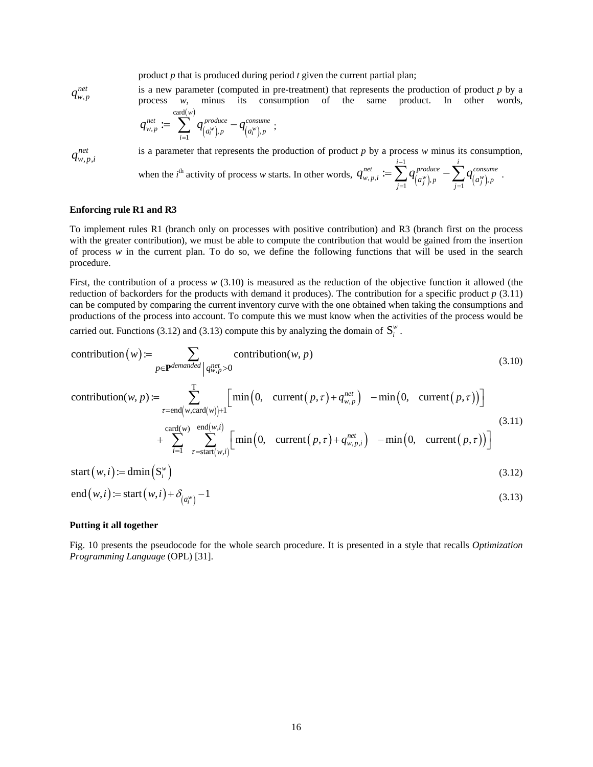product $p$ that is produced during period $t$ given the current partial plan;

$q^{net}_{w,p}$ is a new parameter (computed in pre-treatment) that represents the production of product $p$ by a process $w$, minus its consumption of the same product. In other words, $q^{net}_{w,p} := \sum_{i=1}^{\text{card}(w)} q^{produce}_{(a^w_i),p} - q^{consume}_{(a^w_i),p}$ ;

$q^{net}_{w,p,i}$ is a parameter that represents the production of product $p$ by a process $w$ minus its consumption, when the $i^{\text{th}}$ activity of process $w$ starts. In other words, $q^{net}_{w,p,i} := \sum_{j=1}^{i-1} q^{produce}_{(a^w_j),p} - \sum_{j=1}^{i} q^{consume}_{(a^w_j),p}$ .

**Enforcing rule R1 and R3**

To implement rules R1 (branch only on processes with positive contribution) and R3 (branch first on the process with the greater contribution), we must be able to compute the contribution that would be gained from the insertion of process $w$ in the current plan. To do so, we define the following functions that will be used in the search procedure.

First, the contribution of a process $w$ (3.10) is measured as the reduction of the objective function it allowed (the reduction of backorders for the products with demand it produces). The contribution for a specific product $p$ (3.11) can be computed by comparing the current inventory curve with the one obtained when taking the consumptions and productions of the process into account. To compute this we must know when the activities of the process would be carried out. Functions (3.12) and (3.13) compute this by analyzing the domain of $S^w_i$ .

$$\text{contribution}(w) := \sum_{p \in \mathbf{P}^{demanded} \,\middle|\, q^{net}_{w,p} > 0} \text{contribution}(w, p) \tag{3.10}$$

$$\begin{aligned} \text{contribution}(w, p) := & \sum_{\tau=\text{end}(w,\text{card}(w))+1}^{\text{T}} \Big[ \min\big(0, \quad \text{current}(p,\tau) + q^{net}_{w,p}\big) \quad - \min\big(0, \quad \text{current}(p,\tau)\big) \Big] \\ & + \sum_{i=1}^{\text{card}(w)} \sum_{\tau=\text{start}(w,i)}^{\text{end}(w,i)} \Big[ \min\big(0, \quad \text{current}(p,\tau) + q^{net}_{w,p,i}\big) \quad - \min\big(0, \quad \text{current}(p,\tau)\big) \Big] \end{aligned} \tag{3.11}$$

$$\text{start}(w,i) := \text{dmin}\left(S^w_i\right) \tag{3.12}$$

$$\text{end}(w,i) := \text{start}(w,i) + \delta_{(a^w_i)} - 1 \tag{3.13}$$

**Putting it all together**

Fig. 10 presents the pseudocode for the whole search procedure. It is presented in a style that recalls *Optimization Programming Language* (OPL) [31].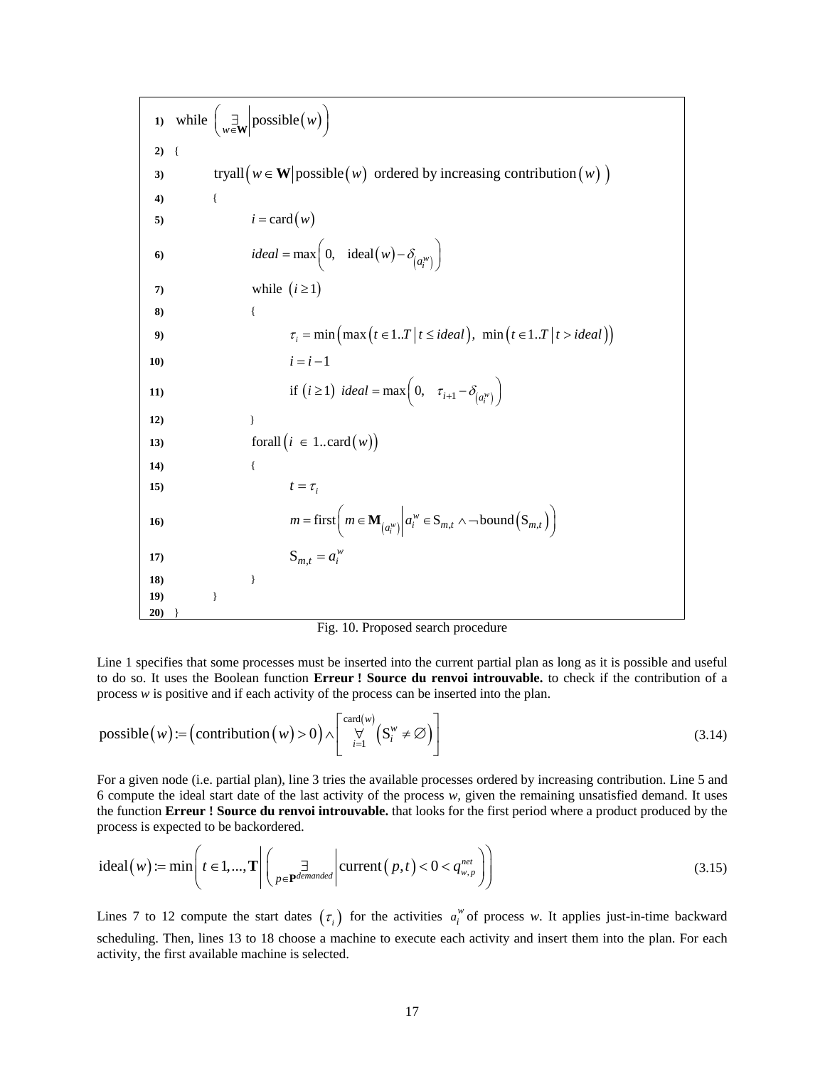```
1)  while ( ∃_{w∈W} | possible(w) )
2)  {
3)      tryall( w ∈ W | possible(w)  ordered by increasing contribution(w) )
4)      {
5)          i = card(w)
6)          ideal = max( 0,  ideal(w) − δ_(a_i^w) )
7)          while (i ≥ 1)
8)          {
9)              τ_i = min( max( t ∈ 1..T | t ≤ ideal ),  min( t ∈ 1..T | t > ideal ) )
10)             i = i − 1
11)             if (i ≥ 1)  ideal = max( 0,  τ_{i+1} − δ_(a_i^w) )
12)         }
13)         forall( i ∈ 1..card(w) )
14)         {
15)             t = τ_i
16)             m = first( m ∈ M_(a_i^w) | a_i^w ∈ S_{m,t} ∧ ¬bound(S_{m,t}) )
17)             S_{m,t} = a_i^w
18)         }
19)     }
20) }
```

Fig. 10. Proposed search procedure

Line 1 specifies that some processes must be inserted into the current partial plan as long as it is possible and useful to do so. It uses the Boolean function **Erreur ! Source du renvoi introuvable.** to check if the contribution of a process *w* is positive and if each activity of the process can be inserted into the plan.

$$\text{possible}(w) := \left(\text{contribution}(w) > 0\right) \wedge \left[\overset{\text{card}(w)}{\underset{i=1}{\forall}} \left(\text{S}_i^w \neq \varnothing\right)\right] \tag{3.14}$$

For a given node (i.e. partial plan), line 3 tries the available processes ordered by increasing contribution. Line 5 and 6 compute the ideal start date of the last activity of the process *w*, given the remaining unsatisfied demand. It uses the function **Erreur ! Source du renvoi introuvable.** that looks for the first period where a product produced by the process is expected to be backordered.

$$\text{ideal}(w) := \min\left( t \in 1,...,\mathbf{T} \;\middle|\; \left( \underset{p \in \mathbf{P}^{demanded}}{\exists} \;\middle|\; \text{current}(p,t) < 0 < q_{w,p}^{net} \right)\right) \tag{3.15}$$

Lines 7 to 12 compute the start dates $(\tau_i)$ for the activities $a_i^w$ of process *w*. It applies just-in-time backward scheduling. Then, lines 13 to 18 choose a machine to execute each activity and insert them into the plan. For each activity, the first available machine is selected.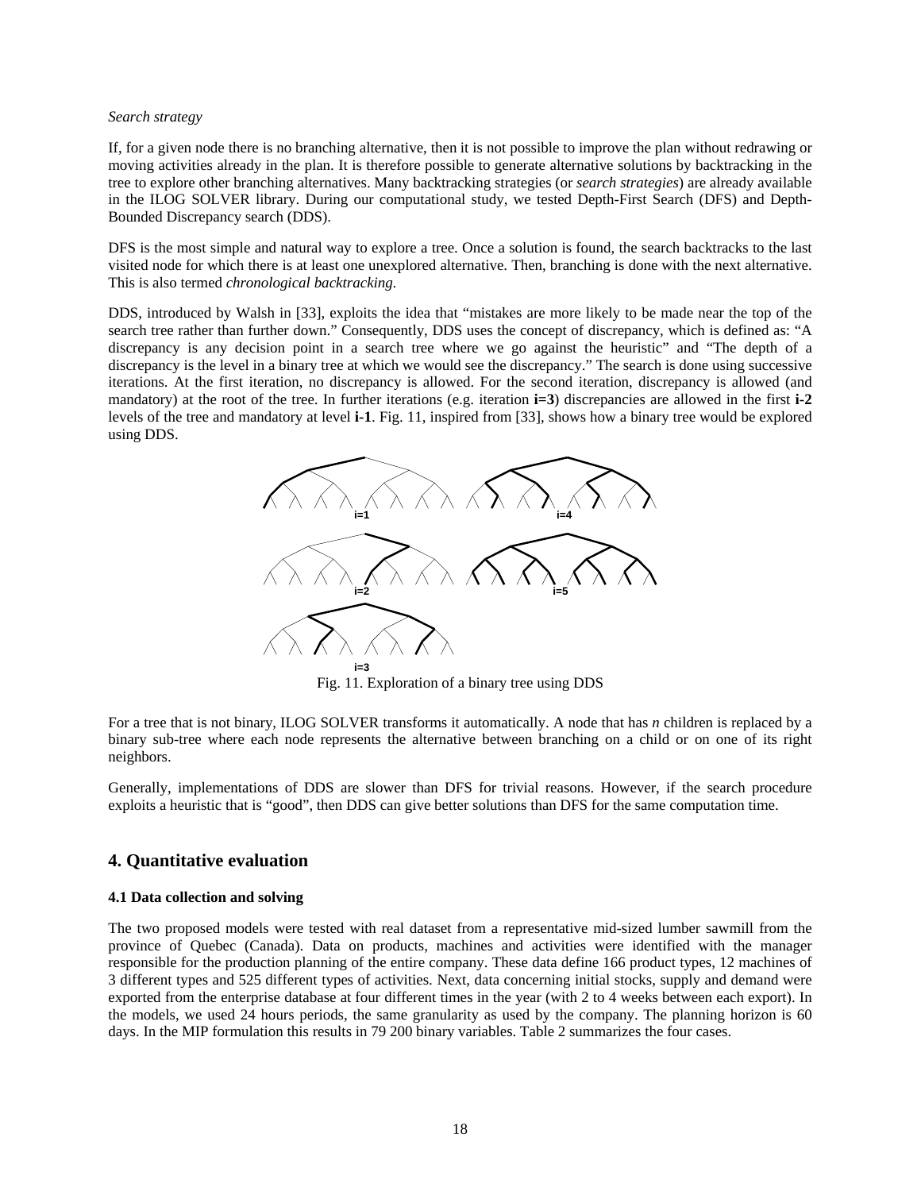*Search strategy*

If, for a given node there is no branching alternative, then it is not possible to improve the plan without redrawing or moving activities already in the plan. It is therefore possible to generate alternative solutions by backtracking in the tree to explore other branching alternatives. Many backtracking strategies (or *search strategies*) are already available in the ILOG SOLVER library. During our computational study, we tested Depth-First Search (DFS) and Depth-Bounded Discrepancy search (DDS).

DFS is the most simple and natural way to explore a tree. Once a solution is found, the search backtracks to the last visited node for which there is at least one unexplored alternative. Then, branching is done with the next alternative. This is also termed *chronological backtracking*.

DDS, introduced by Walsh in [33], exploits the idea that "mistakes are more likely to be made near the top of the search tree rather than further down." Consequently, DDS uses the concept of discrepancy, which is defined as: "A discrepancy is any decision point in a search tree where we go against the heuristic" and "The depth of a discrepancy is the level in a binary tree at which we would see the discrepancy." The search is done using successive iterations. At the first iteration, no discrepancy is allowed. For the second iteration, discrepancy is allowed (and mandatory) at the root of the tree. In further iterations (e.g. iteration **i=3**) discrepancies are allowed in the first **i-2** levels of the tree and mandatory at level **i-1**. Fig. 11, inspired from [33], shows how a binary tree would be explored using DDS.

Fig. 11. Exploration of a binary tree using DDS

For a tree that is not binary, ILOG SOLVER transforms it automatically. A node that has *n* children is replaced by a binary sub-tree where each node represents the alternative between branching on a child or on one of its right neighbors.

Generally, implementations of DDS are slower than DFS for trivial reasons. However, if the search procedure exploits a heuristic that is "good", then DDS can give better solutions than DFS for the same computation time.

## 4. Quantitative evaluation

#### 4.1 Data collection and solving

The two proposed models were tested with real dataset from a representative mid-sized lumber sawmill from the province of Quebec (Canada). Data on products, machines and activities were identified with the manager responsible for the production planning of the entire company. These data define 166 product types, 12 machines of 3 different types and 525 different types of activities. Next, data concerning initial stocks, supply and demand were exported from the enterprise database at four different times in the year (with 2 to 4 weeks between each export). In the models, we used 24 hours periods, the same granularity as used by the company. The planning horizon is 60 days. In the MIP formulation this results in 79 200 binary variables. Table 2 summarizes the four cases.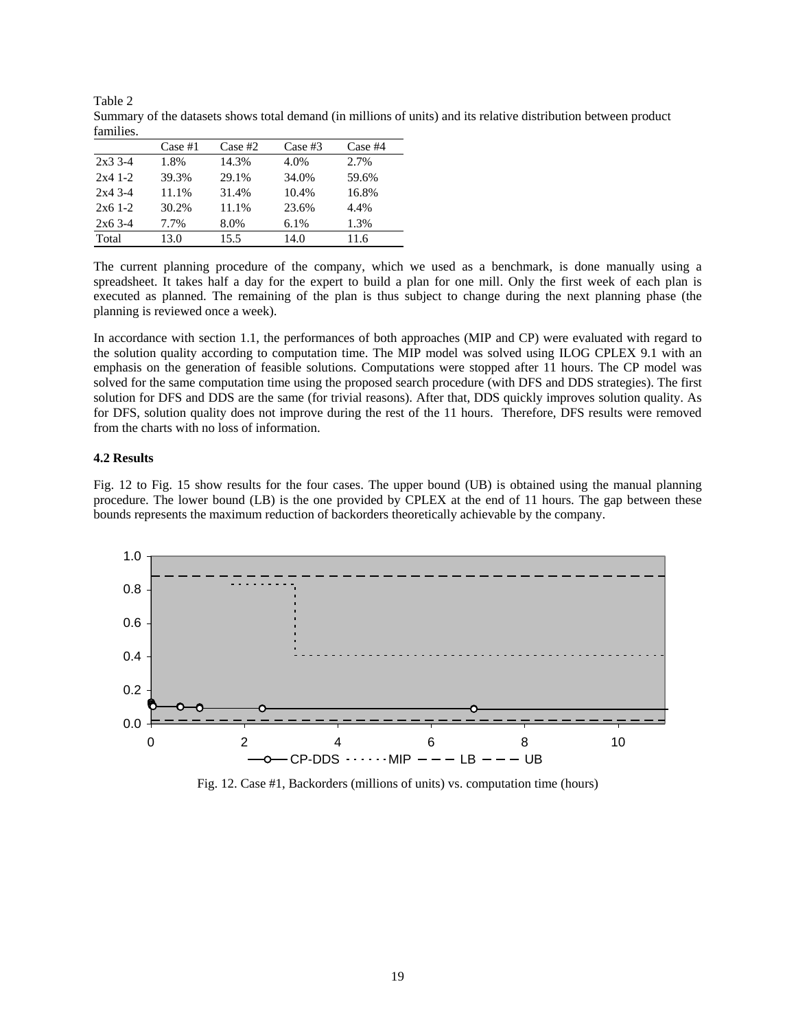Table 2
Summary of the datasets shows total demand (in millions of units) and its relative distribution between product families.

| | Case #1 | Case #2 | Case #3 | Case #4 |
|---|---|---|---|---|
| 2x3 3-4 | 1.8% | 14.3% | 4.0% | 2.7% |
| 2x4 1-2 | 39.3% | 29.1% | 34.0% | 59.6% |
| 2x4 3-4 | 11.1% | 31.4% | 10.4% | 16.8% |
| 2x6 1-2 | 30.2% | 11.1% | 23.6% | 4.4% |
| 2x6 3-4 | 7.7% | 8.0% | 6.1% | 1.3% |
| Total | 13.0 | 15.5 | 14.0 | 11.6 |

The current planning procedure of the company, which we used as a benchmark, is done manually using a spreadsheet. It takes half a day for the expert to build a plan for one mill. Only the first week of each plan is executed as planned. The remaining of the plan is thus subject to change during the next planning phase (the planning is reviewed once a week).

In accordance with section 1.1, the performances of both approaches (MIP and CP) were evaluated with regard to the solution quality according to computation time. The MIP model was solved using ILOG CPLEX 9.1 with an emphasis on the generation of feasible solutions. Computations were stopped after 11 hours. The CP model was solved for the same computation time using the proposed search procedure (with DFS and DDS strategies). The first solution for DFS and DDS are the same (for trivial reasons). After that, DDS quickly improves solution quality. As for DFS, solution quality does not improve during the rest of the 11 hours. Therefore, DFS results were removed from the charts with no loss of information.

#### 4.2 Results

Fig. 12 to Fig. 15 show results for the four cases. The upper bound (UB) is obtained using the manual planning procedure. The lower bound (LB) is the one provided by CPLEX at the end of 11 hours. The gap between these bounds represents the maximum reduction of backorders theoretically achievable by the company.

Fig. 12. Case #1, Backorders (millions of units) vs. computation time (hours)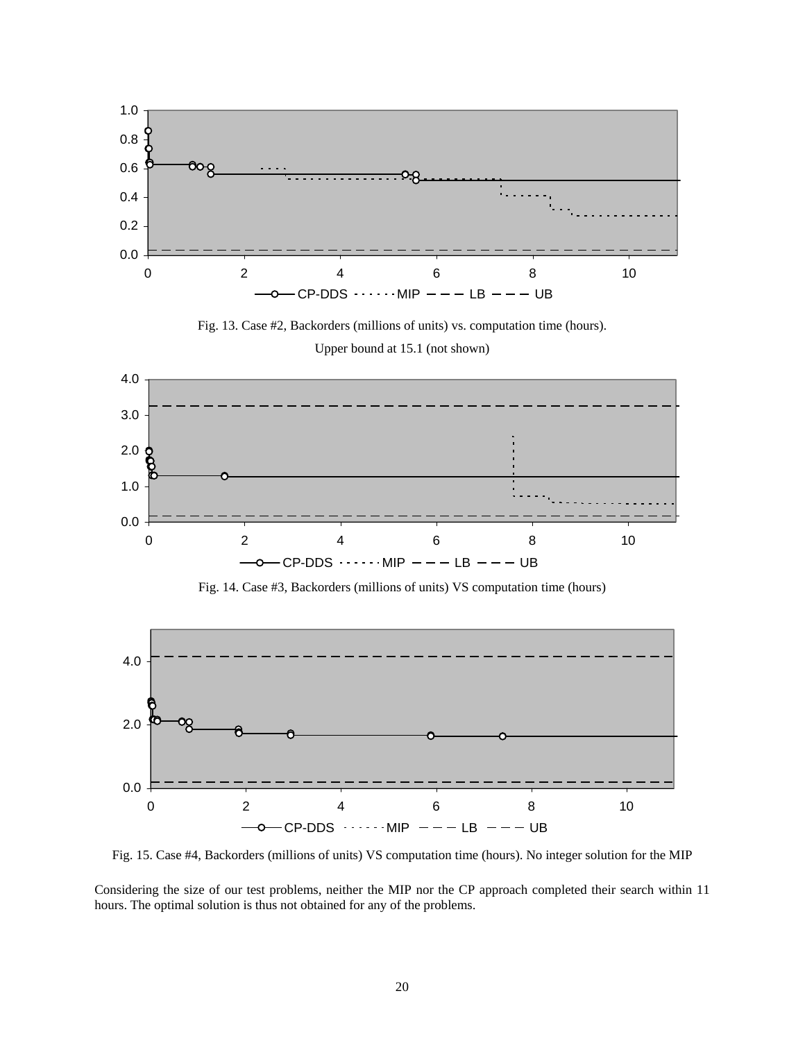Fig. 13. Case #2, Backorders (millions of units) vs. computation time (hours).

Upper bound at 15.1 (not shown)

Fig. 14. Case #3, Backorders (millions of units) VS computation time (hours)

Fig. 15. Case #4, Backorders (millions of units) VS computation time (hours). No integer solution for the MIP

Considering the size of our test problems, neither the MIP nor the CP approach completed their search within 11 hours. The optimal solution is thus not obtained for any of the problems.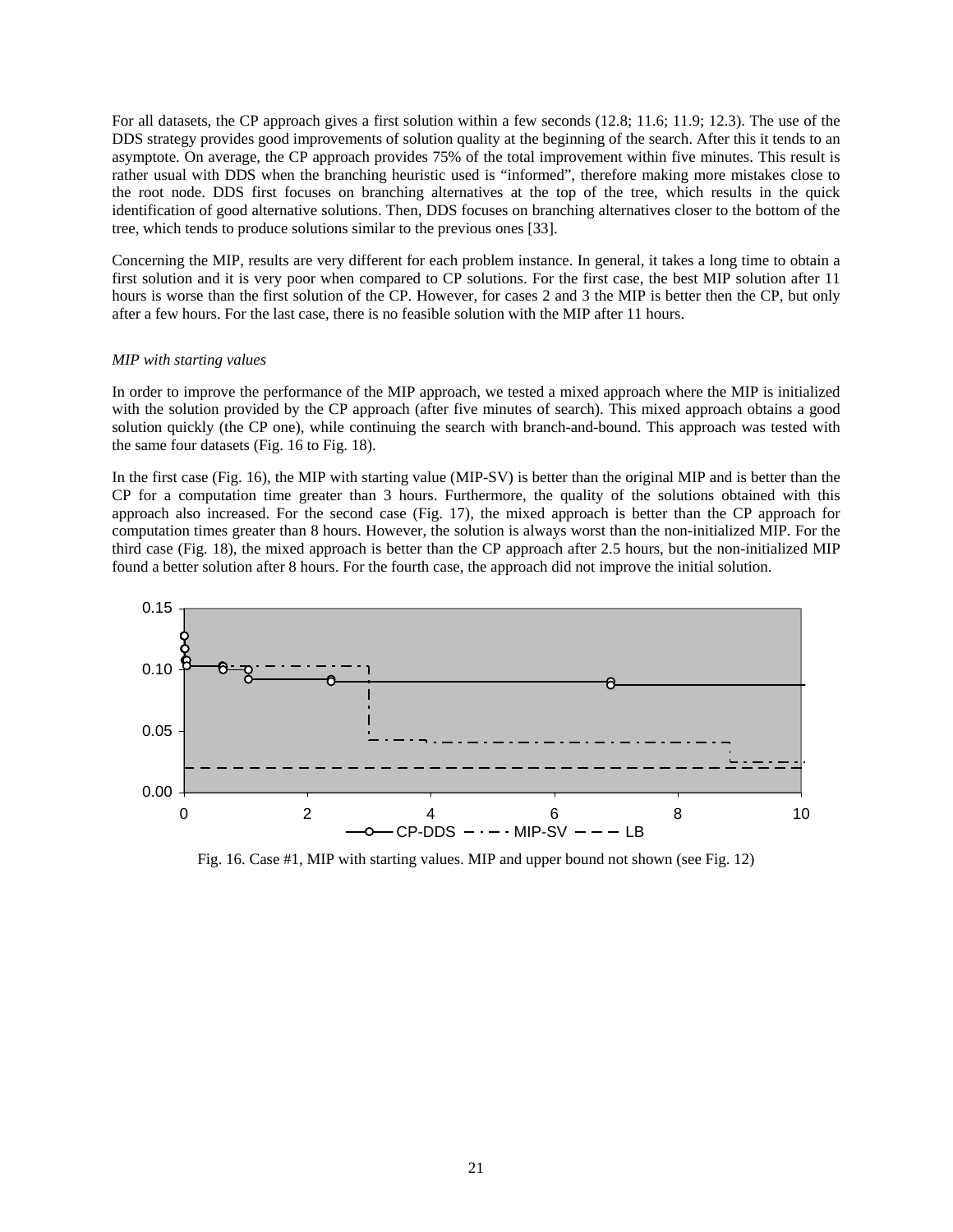For all datasets, the CP approach gives a first solution within a few seconds (12.8; 11.6; 11.9; 12.3). The use of the DDS strategy provides good improvements of solution quality at the beginning of the search. After this it tends to an asymptote. On average, the CP approach provides 75% of the total improvement within five minutes. This result is rather usual with DDS when the branching heuristic used is “informed”, therefore making more mistakes close to the root node. DDS first focuses on branching alternatives at the top of the tree, which results in the quick identification of good alternative solutions. Then, DDS focuses on branching alternatives closer to the bottom of the tree, which tends to produce solutions similar to the previous ones [33].

Concerning the MIP, results are very different for each problem instance. In general, it takes a long time to obtain a first solution and it is very poor when compared to CP solutions. For the first case, the best MIP solution after 11 hours is worse than the first solution of the CP. However, for cases 2 and 3 the MIP is better then the CP, but only after a few hours. For the last case, there is no feasible solution with the MIP after 11 hours.

*MIP with starting values*

In order to improve the performance of the MIP approach, we tested a mixed approach where the MIP is initialized with the solution provided by the CP approach (after five minutes of search). This mixed approach obtains a good solution quickly (the CP one), while continuing the search with branch-and-bound. This approach was tested with the same four datasets (Fig. 16 to Fig. 18).

In the first case (Fig. 16), the MIP with starting value (MIP-SV) is better than the original MIP and is better than the CP for a computation time greater than 3 hours. Furthermore, the quality of the solutions obtained with this approach also increased. For the second case (Fig. 17), the mixed approach is better than the CP approach for computation times greater than 8 hours. However, the solution is always worst than the non-initialized MIP. For the third case (Fig. 18), the mixed approach is better than the CP approach after 2.5 hours, but the non-initialized MIP found a better solution after 8 hours. For the fourth case, the approach did not improve the initial solution.

Fig. 16. Case #1, MIP with starting values. MIP and upper bound not shown (see Fig. 12)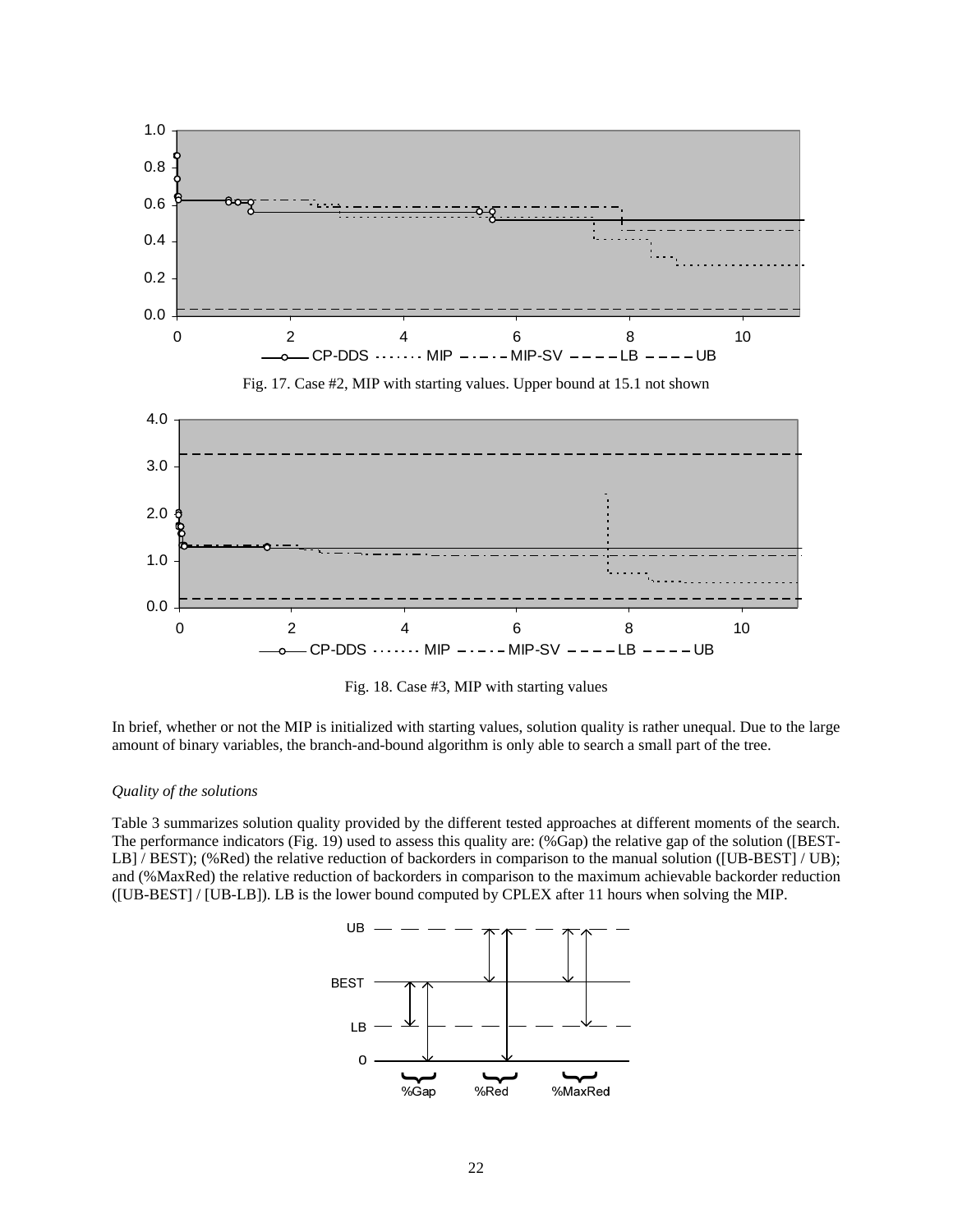Fig. 17. Case #2, MIP with starting values. Upper bound at 15.1 not shown

Fig. 18. Case #3, MIP with starting values

In brief, whether or not the MIP is initialized with starting values, solution quality is rather unequal. Due to the large amount of binary variables, the branch-and-bound algorithm is only able to search a small part of the tree.

*Quality of the solutions*

Table 3 summarizes solution quality provided by the different tested approaches at different moments of the search. The performance indicators (Fig. 19) used to assess this quality are: (%Gap) the relative gap of the solution ([BEST-LB] / BEST); (%Red) the relative reduction of backorders in comparison to the manual solution ([UB-BEST] / UB); and (%MaxRed) the relative reduction of backorders in comparison to the maximum achievable backorder reduction ([UB-BEST] / [UB-LB]). LB is the lower bound computed by CPLEX after 11 hours when solving the MIP.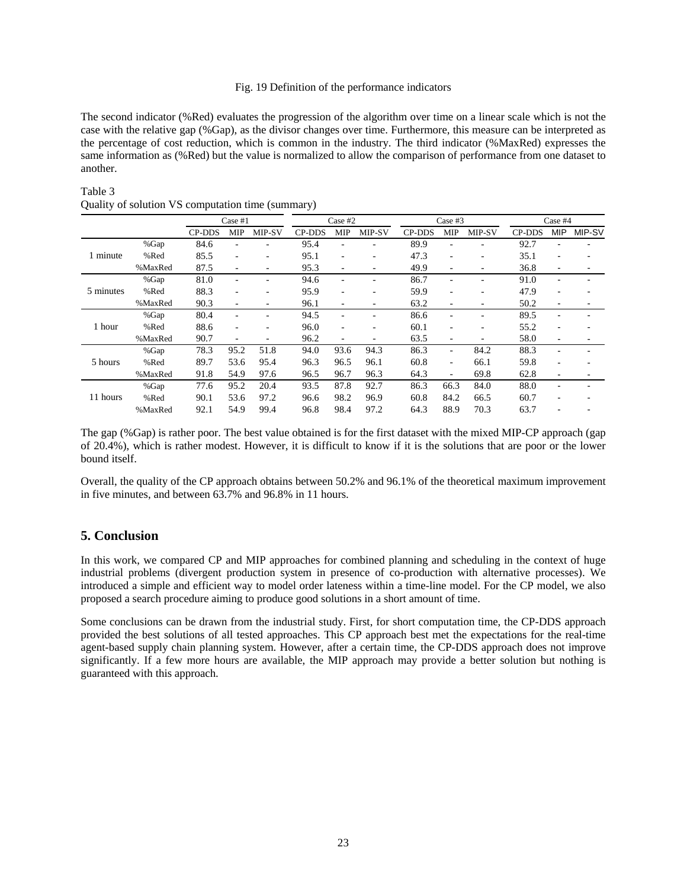Fig. 19 Definition of the performance indicators

The second indicator (%Red) evaluates the progression of the algorithm over time on a linear scale which is not the case with the relative gap (%Gap), as the divisor changes over time. Furthermore, this measure can be interpreted as the percentage of cost reduction, which is common in the industry. The third indicator (%MaxRed) expresses the same information as (%Red) but the value is normalized to allow the comparison of performance from one dataset to another.

Table 3
Quality of solution VS computation time (summary)

| | | Case #1 | | | Case #2 | | | Case #3 | | | Case #4 | | |
|---|---|---|---|---|---|---|---|---|---|---|---|---|---|
| | | CP-DDS | MIP | MIP-SV | CP-DDS | MIP | MIP-SV | CP-DDS | MIP | MIP-SV | CP-DDS | MIP | MIP-SV |
| 1 minute | %Gap | 84.6 | - | - | 95.4 | - | - | 89.9 | - | - | 92.7 | - | - |
| | %Red | 85.5 | - | - | 95.1 | - | - | 47.3 | - | - | 35.1 | - | - |
| | %MaxRed | 87.5 | - | - | 95.3 | - | - | 49.9 | - | - | 36.8 | - | - |
| 5 minutes | %Gap | 81.0 | - | - | 94.6 | - | - | 86.7 | - | - | 91.0 | - | - |
| | %Red | 88.3 | - | - | 95.9 | - | - | 59.9 | - | - | 47.9 | - | - |
| | %MaxRed | 90.3 | - | - | 96.1 | - | - | 63.2 | - | - | 50.2 | - | - |
| 1 hour | %Gap | 80.4 | - | - | 94.5 | - | - | 86.6 | - | - | 89.5 | - | - |
| | %Red | 88.6 | - | - | 96.0 | - | - | 60.1 | - | - | 55.2 | - | - |
| | %MaxRed | 90.7 | - | - | 96.2 | - | - | 63.5 | - | - | 58.0 | - | - |
| 5 hours | %Gap | 78.3 | 95.2 | 51.8 | 94.0 | 93.6 | 94.3 | 86.3 | - | 84.2 | 88.3 | - | - |
| | %Red | 89.7 | 53.6 | 95.4 | 96.3 | 96.5 | 96.1 | 60.8 | - | 66.1 | 59.8 | - | - |
| | %MaxRed | 91.8 | 54.9 | 97.6 | 96.5 | 96.7 | 96.3 | 64.3 | - | 69.8 | 62.8 | - | - |
| 11 hours | %Gap | 77.6 | 95.2 | 20.4 | 93.5 | 87.8 | 92.7 | 86.3 | 66.3 | 84.0 | 88.0 | - | - |
| | %Red | 90.1 | 53.6 | 97.2 | 96.6 | 98.2 | 96.9 | 60.8 | 84.2 | 66.5 | 60.7 | - | - |
| | %MaxRed | 92.1 | 54.9 | 99.4 | 96.8 | 98.4 | 97.2 | 64.3 | 88.9 | 70.3 | 63.7 | - | - |

The gap (%Gap) is rather poor. The best value obtained is for the first dataset with the mixed MIP-CP approach (gap of 20.4%), which is rather modest. However, it is difficult to know if it is the solutions that are poor or the lower bound itself.

Overall, the quality of the CP approach obtains between 50.2% and 96.1% of the theoretical maximum improvement in five minutes, and between 63.7% and 96.8% in 11 hours.

## 5. Conclusion

In this work, we compared CP and MIP approaches for combined planning and scheduling in the context of huge industrial problems (divergent production system in presence of co-production with alternative processes). We introduced a simple and efficient way to model order lateness within a time-line model. For the CP model, we also proposed a search procedure aiming to produce good solutions in a short amount of time.

Some conclusions can be drawn from the industrial study. First, for short computation time, the CP-DDS approach provided the best solutions of all tested approaches. This CP approach best met the expectations for the real-time agent-based supply chain planning system. However, after a certain time, the CP-DDS approach does not improve significantly. If a few more hours are available, the MIP approach may provide a better solution but nothing is guaranteed with this approach.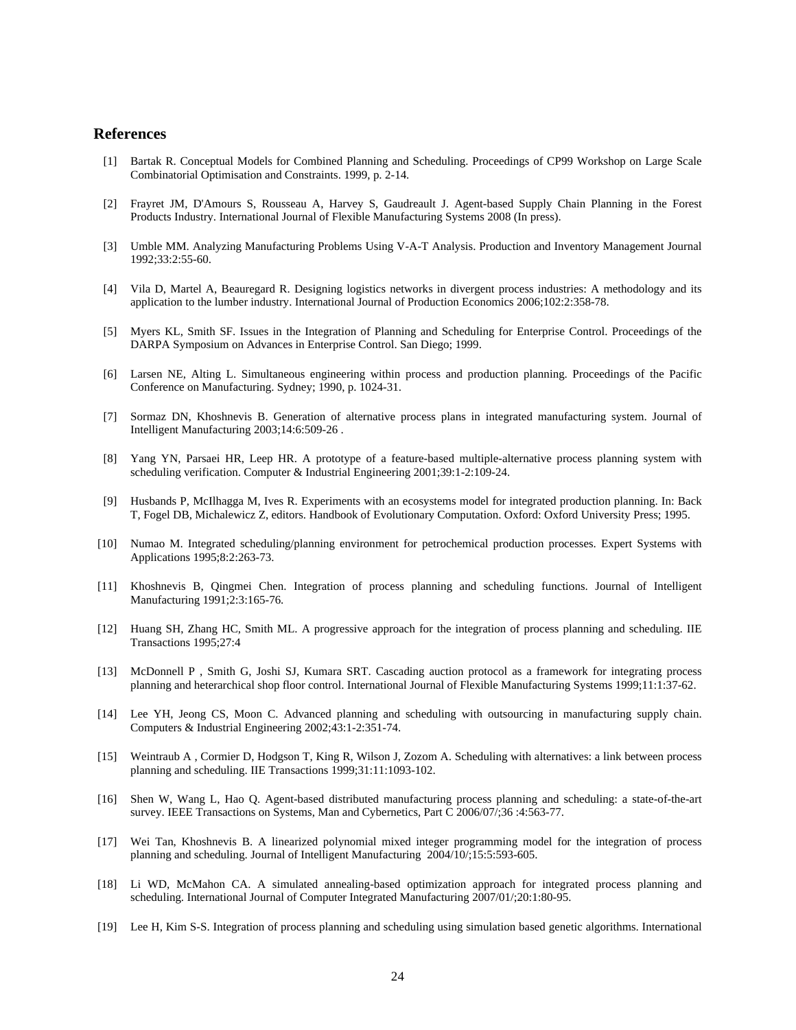## References

[1] Bartak R. Conceptual Models for Combined Planning and Scheduling. Proceedings of CP99 Workshop on Large Scale Combinatorial Optimisation and Constraints. 1999, p. 2-14.

[2] Frayret JM, D'Amours S, Rousseau A, Harvey S, Gaudreault J. Agent-based Supply Chain Planning in the Forest Products Industry. International Journal of Flexible Manufacturing Systems 2008 (In press).

[3] Umble MM. Analyzing Manufacturing Problems Using V-A-T Analysis. Production and Inventory Management Journal 1992;33:2:55-60.

[4] Vila D, Martel A, Beauregard R. Designing logistics networks in divergent process industries: A methodology and its application to the lumber industry. International Journal of Production Economics 2006;102:2:358-78.

[5] Myers KL, Smith SF. Issues in the Integration of Planning and Scheduling for Enterprise Control. Proceedings of the DARPA Symposium on Advances in Enterprise Control. San Diego; 1999.

[6] Larsen NE, Alting L. Simultaneous engineering within process and production planning. Proceedings of the Pacific Conference on Manufacturing. Sydney; 1990, p. 1024-31.

[7] Sormaz DN, Khoshnevis B. Generation of alternative process plans in integrated manufacturing system. Journal of Intelligent Manufacturing 2003;14:6:509-26 .

[8] Yang YN, Parsaei HR, Leep HR. A prototype of a feature-based multiple-alternative process planning system with scheduling verification. Computer & Industrial Engineering 2001;39:1-2:109-24.

[9] Husbands P, McIlhagga M, Ives R. Experiments with an ecosystems model for integrated production planning. In: Back T, Fogel DB, Michalewicz Z, editors. Handbook of Evolutionary Computation. Oxford: Oxford University Press; 1995.

[10] Numao M. Integrated scheduling/planning environment for petrochemical production processes. Expert Systems with Applications 1995;8:2:263-73.

[11] Khoshnevis B, Qingmei Chen. Integration of process planning and scheduling functions. Journal of Intelligent Manufacturing 1991;2:3:165-76.

[12] Huang SH, Zhang HC, Smith ML. A progressive approach for the integration of process planning and scheduling. IIE Transactions 1995;27:4

[13] McDonnell P , Smith G, Joshi SJ, Kumara SRT. Cascading auction protocol as a framework for integrating process planning and heterarchical shop floor control. International Journal of Flexible Manufacturing Systems 1999;11:1:37-62.

[14] Lee YH, Jeong CS, Moon C. Advanced planning and scheduling with outsourcing in manufacturing supply chain. Computers & Industrial Engineering 2002;43:1-2:351-74.

[15] Weintraub A , Cormier D, Hodgson T, King R, Wilson J, Zozom A. Scheduling with alternatives: a link between process planning and scheduling. IIE Transactions 1999;31:11:1093-102.

[16] Shen W, Wang L, Hao Q. Agent-based distributed manufacturing process planning and scheduling: a state-of-the-art survey. IEEE Transactions on Systems, Man and Cybernetics, Part C 2006/07/;36 :4:563-77.

[17] Wei Tan, Khoshnevis B. A linearized polynomial mixed integer programming model for the integration of process planning and scheduling. Journal of Intelligent Manufacturing 2004/10/;15:5:593-605.

[18] Li WD, McMahon CA. A simulated annealing-based optimization approach for integrated process planning and scheduling. International Journal of Computer Integrated Manufacturing 2007/01/;20:1:80-95.

[19] Lee H, Kim S-S. Integration of process planning and scheduling using simulation based genetic algorithms. International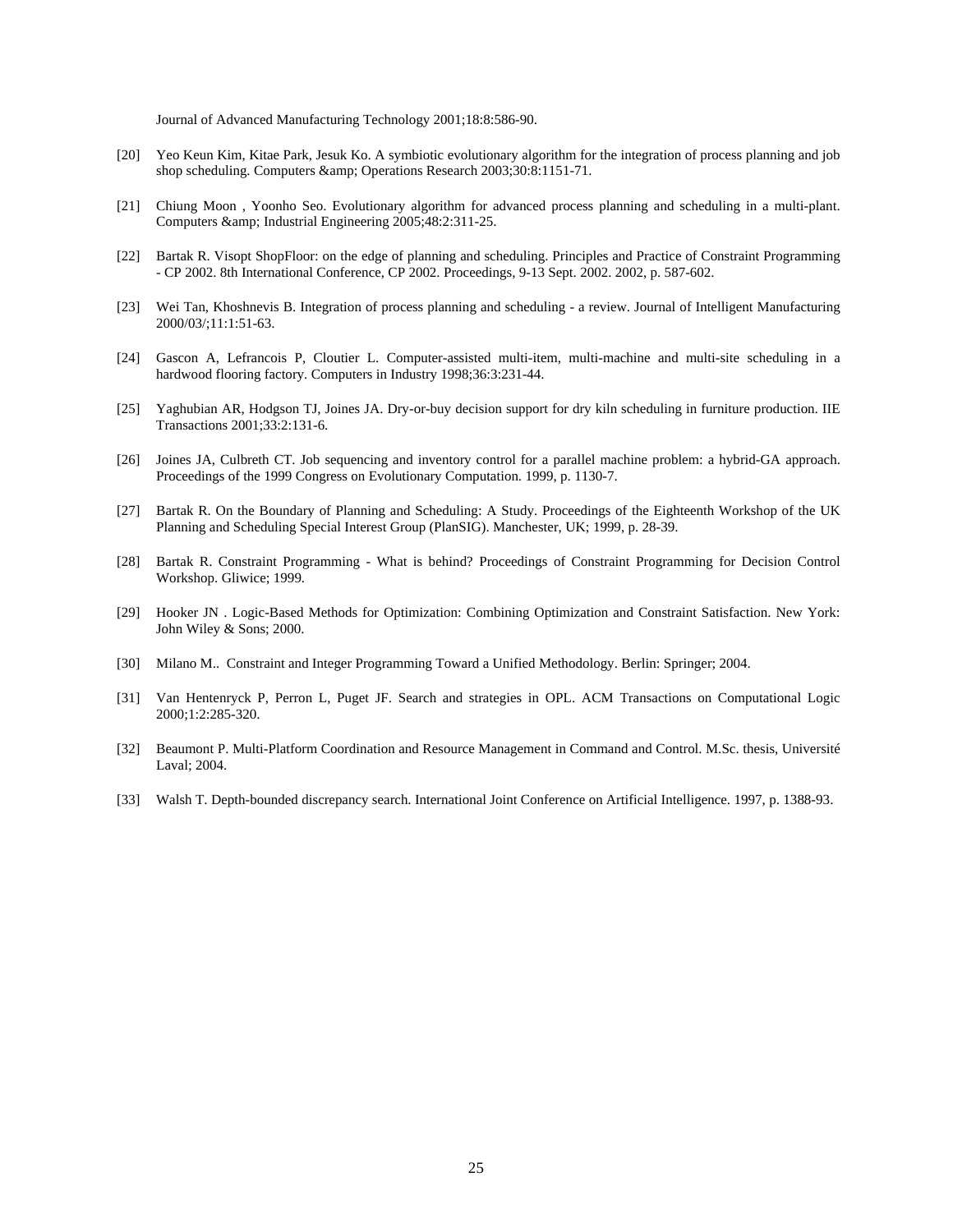Journal of Advanced Manufacturing Technology 2001;18:8:586-90.

[20] Yeo Keun Kim, Kitae Park, Jesuk Ko. A symbiotic evolutionary algorithm for the integration of process planning and job shop scheduling. Computers &amp; Operations Research 2003;30:8:1151-71.

[21] Chiung Moon , Yoonho Seo. Evolutionary algorithm for advanced process planning and scheduling in a multi-plant. Computers &amp; Industrial Engineering 2005;48:2:311-25.

[22] Bartak R. Visopt ShopFloor: on the edge of planning and scheduling. Principles and Practice of Constraint Programming - CP 2002. 8th International Conference, CP 2002. Proceedings, 9-13 Sept. 2002. 2002, p. 587-602.

[23] Wei Tan, Khoshnevis B. Integration of process planning and scheduling - a review. Journal of Intelligent Manufacturing 2000/03/;11:1:51-63.

[24] Gascon A, Lefrancois P, Cloutier L. Computer-assisted multi-item, multi-machine and multi-site scheduling in a hardwood flooring factory. Computers in Industry 1998;36:3:231-44.

[25] Yaghubian AR, Hodgson TJ, Joines JA. Dry-or-buy decision support for dry kiln scheduling in furniture production. IIE Transactions 2001;33:2:131-6.

[26] Joines JA, Culbreth CT. Job sequencing and inventory control for a parallel machine problem: a hybrid-GA approach. Proceedings of the 1999 Congress on Evolutionary Computation. 1999, p. 1130-7.

[27] Bartak R. On the Boundary of Planning and Scheduling: A Study. Proceedings of the Eighteenth Workshop of the UK Planning and Scheduling Special Interest Group (PlanSIG). Manchester, UK; 1999, p. 28-39.

[28] Bartak R. Constraint Programming - What is behind? Proceedings of Constraint Programming for Decision Control Workshop. Gliwice; 1999.

[29] Hooker JN . Logic-Based Methods for Optimization: Combining Optimization and Constraint Satisfaction. New York: John Wiley & Sons; 2000.

[30] Milano M.. Constraint and Integer Programming Toward a Unified Methodology. Berlin: Springer; 2004.

[31] Van Hentenryck P, Perron L, Puget JF. Search and strategies in OPL. ACM Transactions on Computational Logic 2000;1:2:285-320.

[32] Beaumont P. Multi-Platform Coordination and Resource Management in Command and Control. M.Sc. thesis, Université Laval; 2004.

[33] Walsh T. Depth-bounded discrepancy search. International Joint Conference on Artificial Intelligence. 1997, p. 1388-93.